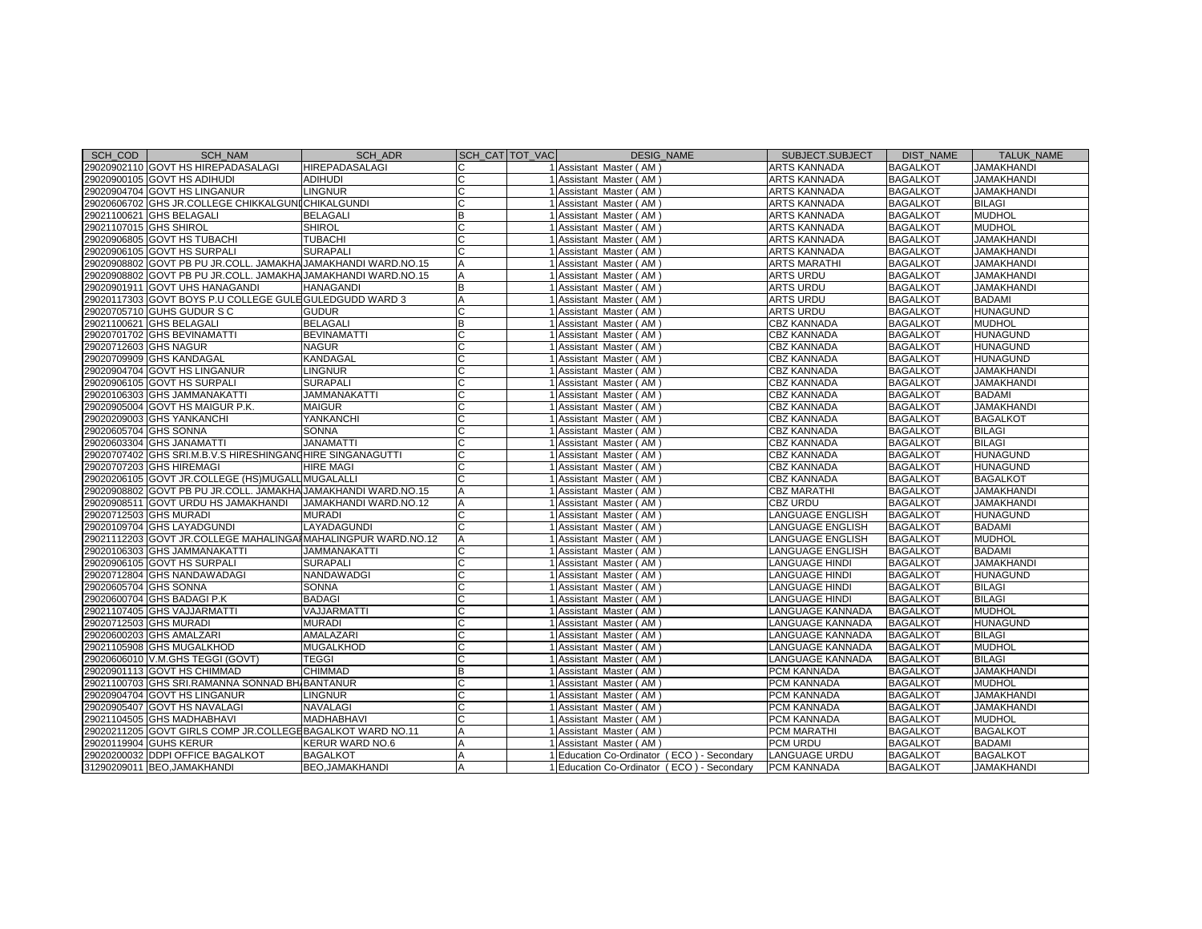| SCH_COD | SCH_NAM | SCH_ADR | SCH_CAT | TOT_VAC | DESIG_NAME | SUBJECT.SUBJECT | DIST_NAME | TALUK_NAME |
|---|---|---|---|---|---|---|---|---|
| 29020902110 | GOVT HS HIREPADASALAGI | HIREPADASALAGI | C | 1 | Assistant Master ( AM ) | ARTS KANNADA | BAGALKOT | JAMAKHANDI |
| 29020900105 | GOVT HS ADIHUDI | ADIHUDI | C | 1 | Assistant Master ( AM ) | ARTS KANNADA | BAGALKOT | JAMAKHANDI |
| 29020904704 | GOVT HS LINGANUR | LINGNUR | C | 1 | Assistant Master ( AM ) | ARTS KANNADA | BAGALKOT | JAMAKHANDI |
| 29020606702 | GHS JR.COLLEGE CHIKKALGUNI | CHIKALGUNDI | C | 1 | Assistant Master ( AM ) | ARTS KANNADA | BAGALKOT | BILAGI |
| 29021100621 | GHS BELAGALI | BELAGALI | B | 1 | Assistant Master ( AM ) | ARTS KANNADA | BAGALKOT | MUDHOL |
| 29021107015 | GHS SHIROL | SHIROL | C | 1 | Assistant Master ( AM ) | ARTS KANNADA | BAGALKOT | MUDHOL |
| 29020906805 | GOVT HS TUBACHI | TUBACHI | C | 1 | Assistant Master ( AM ) | ARTS KANNADA | BAGALKOT | JAMAKHANDI |
| 29020906105 | GOVT HS SURPALI | SURAPALI | C | 1 | Assistant Master ( AM ) | ARTS KANNADA | BAGALKOT | JAMAKHANDI |
| 29020908802 | GOVT PB PU JR.COLL. JAMAKHA | JAMAKHANDI WARD.NO.15 | A | 1 | Assistant Master ( AM ) | ARTS MARATHI | BAGALKOT | JAMAKHANDI |
| 29020908802 | GOVT PB PU JR.COLL. JAMAKHA | JAMAKHANDI WARD.NO.15 | A | 1 | Assistant Master ( AM ) | ARTS URDU | BAGALKOT | JAMAKHANDI |
| 29020901911 | GOVT UHS HANAGANDI | HANAGANDI | B | 1 | Assistant Master ( AM ) | ARTS URDU | BAGALKOT | JAMAKHANDI |
| 29020117303 | GOVT BOYS P.U COLLEGE GULE | GULEDGUDD WARD 3 | A | 1 | Assistant Master ( AM ) | ARTS URDU | BAGALKOT | BADAMI |
| 29020705710 | GUHS GUDUR S C | GUDUR | C | 1 | Assistant Master ( AM ) | ARTS URDU | BAGALKOT | HUNAGUND |
| 29021100621 | GHS BELAGALI | BELAGALI | B | 1 | Assistant Master ( AM ) | CBZ KANNADA | BAGALKOT | MUDHOL |
| 29020701702 | GHS BEVINAMATTI | BEVINAMATTI | C | 1 | Assistant Master ( AM ) | CBZ KANNADA | BAGALKOT | HUNAGUND |
| 29020712603 | GHS NAGUR | NAGUR | C | 1 | Assistant Master ( AM ) | CBZ KANNADA | BAGALKOT | HUNAGUND |
| 29020709909 | GHS KANDAGAL | KANDAGAL | C | 1 | Assistant Master ( AM ) | CBZ KANNADA | BAGALKOT | HUNAGUND |
| 29020904704 | GOVT HS LINGANUR | LINGNUR | C | 1 | Assistant Master ( AM ) | CBZ KANNADA | BAGALKOT | JAMAKHANDI |
| 29020906105 | GOVT HS SURPALI | SURAPALI | C | 1 | Assistant Master ( AM ) | CBZ KANNADA | BAGALKOT | JAMAKHANDI |
| 29020106303 | GHS JAMMANAKATTI | JAMMANAKATTI | C | 1 | Assistant Master ( AM ) | CBZ KANNADA | BAGALKOT | BADAMI |
| 29020905004 | GOVT HS MAIGUR P.K. | MAIGUR | C | 1 | Assistant Master ( AM ) | CBZ KANNADA | BAGALKOT | JAMAKHANDI |
| 29020209003 | GHS YANKANCHI | YANKANCHI | C | 1 | Assistant Master ( AM ) | CBZ KANNADA | BAGALKOT | BAGALKOT |
| 29020605704 | GHS SONNA | SONNA | C | 1 | Assistant Master ( AM ) | CBZ KANNADA | BAGALKOT | BILAGI |
| 29020603304 | GHS JANAMATTI | JANAMATTI | C | 1 | Assistant Master ( AM ) | CBZ KANNADA | BAGALKOT | BILAGI |
| 29020707402 | GHS SRI.M.B.V.S HIRESHINGAN | HIRE SINGANAGUTTI | C | 1 | Assistant Master ( AM ) | CBZ KANNADA | BAGALKOT | HUNAGUND |
| 29020707203 | GHS HIREMAGI | HIRE MAGI | C | 1 | Assistant Master ( AM ) | CBZ KANNADA | BAGALKOT | HUNAGUND |
| 29020206105 | GOVT JR.COLLEGE (HS)MUGALL | MUGALALLI | C | 1 | Assistant Master ( AM ) | CBZ KANNADA | BAGALKOT | BAGALKOT |
| 29020908802 | GOVT PB PU JR.COLL. JAMAKHA | JAMAKHANDI WARD.NO.15 | A | 1 | Assistant Master ( AM ) | CBZ MARATHI | BAGALKOT | JAMAKHANDI |
| 29020908511 | GOVT URDU HS JAMAKHANDI | JAMAKHANDI WARD.NO.12 | A | 1 | Assistant Master ( AM ) | CBZ URDU | BAGALKOT | JAMAKHANDI |
| 29020712503 | GHS MURADI | MURADI | C | 1 | Assistant Master ( AM ) | LANGUAGE ENGLISH | BAGALKOT | HUNAGUND |
| 29020109704 | GHS LAYADGUNDI | LAYADAGUNDI | C | 1 | Assistant Master ( AM ) | LANGUAGE ENGLISH | BAGALKOT | BADAMI |
| 29021112203 | GOVT JR.COLLEGE MAHALINGA | MAHALINGPUR WARD.NO.12 | A | 1 | Assistant Master ( AM ) | LANGUAGE ENGLISH | BAGALKOT | MUDHOL |
| 29020106303 | GHS JAMMANAKATTI | JAMMANAKATTI | C | 1 | Assistant Master ( AM ) | LANGUAGE ENGLISH | BAGALKOT | BADAMI |
| 29020906105 | GOVT HS SURPALI | SURAPALI | C | 1 | Assistant Master ( AM ) | LANGUAGE HINDI | BAGALKOT | JAMAKHANDI |
| 29020712804 | GHS NANDAWADAGI | NANDAWADGI | C | 1 | Assistant Master ( AM ) | LANGUAGE HINDI | BAGALKOT | HUNAGUND |
| 29020605704 | GHS SONNA | SONNA | C | 1 | Assistant Master ( AM ) | LANGUAGE HINDI | BAGALKOT | BILAGI |
| 29020600704 | GHS BADAGI P.K | BADAGI | C | 1 | Assistant Master ( AM ) | LANGUAGE HINDI | BAGALKOT | BILAGI |
| 29021107405 | GHS VAJJARMATTI | VAJJARMATTI | C | 1 | Assistant Master ( AM ) | LANGUAGE KANNADA | BAGALKOT | MUDHOL |
| 29020712503 | GHS MURADI | MURADI | C | 1 | Assistant Master ( AM ) | LANGUAGE KANNADA | BAGALKOT | HUNAGUND |
| 29020600203 | GHS AMALZARI | AMALAZARI | C | 1 | Assistant Master ( AM ) | LANGUAGE KANNADA | BAGALKOT | BILAGI |
| 29021105908 | GHS MUGALKHOD | MUGALKHOD | C | 1 | Assistant Master ( AM ) | LANGUAGE KANNADA | BAGALKOT | MUDHOL |
| 29020606010 | V.M.GHS TEGGI (GOVT) | TEGGI | C | 1 | Assistant Master ( AM ) | LANGUAGE KANNADA | BAGALKOT | BILAGI |
| 29020901113 | GOVT HS CHIMMAD | CHIMMAD | B | 1 | Assistant Master ( AM ) | PCM KANNADA | BAGALKOT | JAMAKHANDI |
| 29021100703 | GHS SRI.RAMANNA SONNAD BH | BANTANUR | C | 1 | Assistant Master ( AM ) | PCM KANNADA | BAGALKOT | MUDHOL |
| 29020904704 | GOVT HS LINGANUR | LINGNUR | C | 1 | Assistant Master ( AM ) | PCM KANNADA | BAGALKOT | JAMAKHANDI |
| 29020905407 | GOVT HS NAVALAGI | NAVALAGI | C | 1 | Assistant Master ( AM ) | PCM KANNADA | BAGALKOT | JAMAKHANDI |
| 29021104505 | GHS MADHABHAVI | MADHABHAVI | C | 1 | Assistant Master ( AM ) | PCM KANNADA | BAGALKOT | MUDHOL |
| 29020211205 | GOVT GIRLS COMP JR.COLLEGE | BAGALKOT WARD NO.11 | A | 1 | Assistant Master ( AM ) | PCM MARATHI | BAGALKOT | BAGALKOT |
| 29020119904 | GUHS KERUR | KERUR WARD NO.6 | A | 1 | Assistant Master ( AM ) | PCM URDU | BAGALKOT | BADAMI |
| 29020200032 | DDPI OFFICE BAGALKOT | BAGALKOT | A | 1 | Education Co-Ordinator ( ECO ) - Secondary | LANGUAGE URDU | BAGALKOT | BAGALKOT |
| 31290209011 | BEO,JAMAKHANDI | BEO,JAMAKHANDI | A | 1 | Education Co-Ordinator ( ECO ) - Secondary | PCM KANNADA | BAGALKOT | JAMAKHANDI |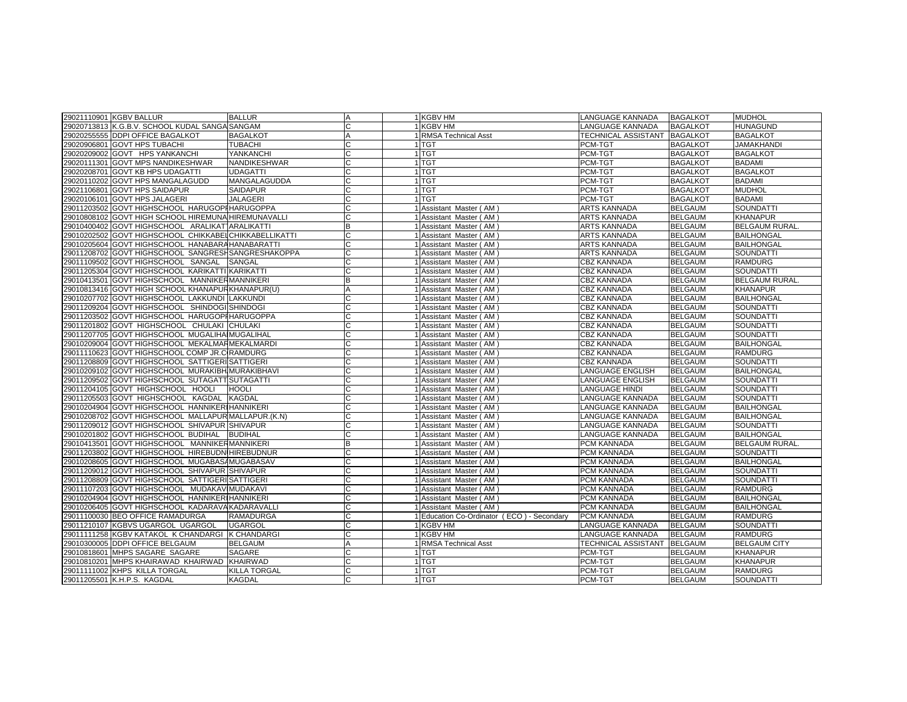| | | | | | | | | |
|---|---|---|---|---|---|---|---|---|
| 29021110901 | KGBV BALLUR | BALLUR | A | 1 | KGBV HM | LANGUAGE KANNADA | BAGALKOT | MUDHOL |
| 29020713813 | K.G.B.V. SCHOOL KUDAL SANGA | SANGAM | C | 1 | KGBV HM | LANGUAGE KANNADA | BAGALKOT | HUNAGUND |
| 29020255555 | DDPI OFFICE BAGALKOT | BAGALKOT | A | 1 | RMSA Technical Asst | TECHNICAL ASSISTANT | BAGALKOT | BAGALKOT |
| 29020906801 | GOVT HPS TUBACHI | TUBACHI | C | 1 | TGT | PCM-TGT | BAGALKOT | JAMAKHANDI |
| 29020209002 | GOVT HPS YANKANCHI | YANKANCHI | C | 1 | TGT | PCM-TGT | BAGALKOT | BAGALKOT |
| 29020111301 | GOVT MPS NANDIKESHWAR | NANDIKESHWAR | C | 1 | TGT | PCM-TGT | BAGALKOT | BADAMI |
| 29020208701 | GOVT KB HPS UDAGATTI | UDAGATTI | C | 1 | TGT | PCM-TGT | BAGALKOT | BAGALKOT |
| 29020110202 | GOVT HPS MANGALAGUDD | MANGALAGUDDA | C | 1 | TGT | PCM-TGT | BAGALKOT | BADAMI |
| 29021106801 | GOVT HPS SAIDAPUR | SAIDAPUR | C | 1 | TGT | PCM-TGT | BAGALKOT | MUDHOL |
| 29020106101 | GOVT HPS JALAGERI | JALAGERI | C | 1 | TGT | PCM-TGT | BAGALKOT | BADAMI |
| 29011203502 | GOVT HIGHSCHOOL HARUGOPI | HARUGOPPA | C | 1 | Assistant Master ( AM ) | ARTS KANNADA | BELGAUM | SOUNDATTI |
| 29010808102 | GOVT HIGH SCHOOL HIREMUNA | HIREMUNAVALLI | C | 1 | Assistant Master ( AM ) | ARTS KANNADA | BELGAUM | KHANAPUR |
| 29010400402 | GOVT HIGHSCHOOL ARALIKAT | ARALIKATTI | B | 1 | Assistant Master ( AM ) | ARTS KANNADA | BELGAUM | BELGAUM RURAL. |
| 29010202502 | GOVT HIGHSCHOOL CHIKKABEL | CHIKKABELLIKATTI | C | 1 | Assistant Master ( AM ) | ARTS KANNADA | BELGAUM | BAILHONGAL |
| 29010205604 | GOVT HIGHSCHOOL HANABARA | HANABARATTI | C | 1 | Assistant Master ( AM ) | ARTS KANNADA | BELGAUM | BAILHONGAL |
| 29011208702 | GOVT HIGHSCHOOL SANGRESH | SANGRESHAKOPPA | C | 1 | Assistant Master ( AM ) | ARTS KANNADA | BELGAUM | SOUNDATTI |
| 29011109502 | GOVT HIGHSCHOOL SANGAL | SANGAL | C | 1 | Assistant Master ( AM ) | CBZ KANNADA | BELGAUM | RAMDURG |
| 29011205304 | GOVT HIGHSCHOOL KARIKATTI | KARIKATTI | C | 1 | Assistant Master ( AM ) | CBZ KANNADA | BELGAUM | SOUNDATTI |
| 29010413501 | GOVT HIGHSCHOOL MANNIKER | MANNIKERI | B | 1 | Assistant Master ( AM ) | CBZ KANNADA | BELGAUM | BELGAUM RURAL. |
| 29010813416 | GOVT HIGH SCHOOL KHANAPUR | KHANAPUR(U) | A | 1 | Assistant Master ( AM ) | CBZ KANNADA | BELGAUM | KHANAPUR |
| 29010207702 | GOVT HIGHSCHOOL LAKKUNDI | LAKKUNDI | C | 1 | Assistant Master ( AM ) | CBZ KANNADA | BELGAUM | BAILHONGAL |
| 29011209204 | GOVT HIGHSCHOOL SHINDOGI | SHINDOGI | C | 1 | Assistant Master ( AM ) | CBZ KANNADA | BELGAUM | SOUNDATTI |
| 29011203502 | GOVT HIGHSCHOOL HARUGOPI | HARUGOPPA | C | 1 | Assistant Master ( AM ) | CBZ KANNADA | BELGAUM | SOUNDATTI |
| 29011201802 | GOVT HIGHSCHOOL CHULAKI | CHULAKI | C | 1 | Assistant Master ( AM ) | CBZ KANNADA | BELGAUM | SOUNDATTI |
| 29011207705 | GOVT HIGHSCHOOL MUGALIHA | MUGALIHAL | C | 1 | Assistant Master ( AM ) | CBZ KANNADA | BELGAUM | SOUNDATTI |
| 29010209004 | GOVT HIGHSCHOOL MEKALMAR | MEKALMARDI | C | 1 | Assistant Master ( AM ) | CBZ KANNADA | BELGAUM | BAILHONGAL |
| 29011110623 | GOVT HIGHSCHOOL COMP JR.C | RAMDURG | C | 1 | Assistant Master ( AM ) | CBZ KANNADA | BELGAUM | RAMDURG |
| 29011208809 | GOVT HIGHSCHOOL SATTIGERI | SATTIGERI | C | 1 | Assistant Master ( AM ) | CBZ KANNADA | BELGAUM | SOUNDATTI |
| 29010209102 | GOVT HIGHSCHOOL MURAKIBH | MURAKIBHAVI | C | 1 | Assistant Master ( AM ) | LANGUAGE ENGLISH | BELGAUM | BAILHONGAL |
| 29011209502 | GOVT HIGHSCHOOL SUTAGATT | SUTAGATTI | C | 1 | Assistant Master ( AM ) | LANGUAGE ENGLISH | BELGAUM | SOUNDATTI |
| 29011204105 | GOVT HIGHSCHOOL HOOLI | HOOLI | C | 1 | Assistant Master ( AM ) | LANGUAGE HINDI | BELGAUM | SOUNDATTI |
| 29011205503 | GOVT HIGHSCHOOL KAGDAL | KAGDAL | C | 1 | Assistant Master ( AM ) | LANGUAGE KANNADA | BELGAUM | SOUNDATTI |
| 29010204904 | GOVT HIGHSCHOOL HANNIKERI | HANNIKERI | C | 1 | Assistant Master ( AM ) | LANGUAGE KANNADA | BELGAUM | BAILHONGAL |
| 29010208702 | GOVT HIGHSCHOOL MALLAPUR | MALLAPUR.(K.N) | C | 1 | Assistant Master ( AM ) | LANGUAGE KANNADA | BELGAUM | BAILHONGAL |
| 29011209012 | GOVT HIGHSCHOOL SHIVAPUR | SHIVAPUR | C | 1 | Assistant Master ( AM ) | LANGUAGE KANNADA | BELGAUM | SOUNDATTI |
| 29010201802 | GOVT HIGHSCHOOL BUDIHAL | BUDIHAL | C | 1 | Assistant Master ( AM ) | LANGUAGE KANNADA | BELGAUM | BAILHONGAL |
| 29010413501 | GOVT HIGHSCHOOL MANNIKER | MANNIKERI | B | 1 | Assistant Master ( AM ) | PCM KANNADA | BELGAUM | BELGAUM RURAL. |
| 29011203802 | GOVT HIGHSCHOOL HIREBUDN | HIREBUDNUR | C | 1 | Assistant Master ( AM ) | PCM KANNADA | BELGAUM | SOUNDATTI |
| 29010208605 | GOVT HIGHSCHOOL MUGABAS | MUGABASAV | C | 1 | Assistant Master ( AM ) | PCM KANNADA | BELGAUM | BAILHONGAL |
| 29011209012 | GOVT HIGHSCHOOL SHIVAPUR | SHIVAPUR | C | 1 | Assistant Master ( AM ) | PCM KANNADA | BELGAUM | SOUNDATTI |
| 29011208809 | GOVT HIGHSCHOOL SATTIGERI | SATTIGERI | C | 1 | Assistant Master ( AM ) | PCM KANNADA | BELGAUM | SOUNDATTI |
| 29011107203 | GOVT HIGHSCHOOL MUDAKAV | MUDAKAVI | C | 1 | Assistant Master ( AM ) | PCM KANNADA | BELGAUM | RAMDURG |
| 29010204904 | GOVT HIGHSCHOOL HANNIKERI | HANNIKERI | C | 1 | Assistant Master ( AM ) | PCM KANNADA | BELGAUM | BAILHONGAL |
| 29010206405 | GOVT HIGHSCHOOL KADARAVA | KADARAVALLI | C | 1 | Assistant Master ( AM ) | PCM KANNADA | BELGAUM | BAILHONGAL |
| 29011100030 | BEO OFFICE RAMADURGA | RAMADURGA | C | 1 | Education Co-Ordinator ( ECO ) - Secondary | PCM KANNADA | BELGAUM | RAMDURG |
| 29011210107 | KGBVS UGARGOL UGARGOL | UGARGOL | C | 1 | KGBV HM | LANGUAGE KANNADA | BELGAUM | SOUNDATTI |
| 29011111258 | KGBV KATAKOL K CHANDARGI | K CHANDARGI | C | 1 | KGBV HM | LANGUAGE KANNADA | BELGAUM | RAMDURG |
| 29010300005 | DDPI OFFICE BELGAUM | BELGAUM | A | 1 | RMSA Technical Asst | TECHNICAL ASSISTANT | BELGAUM | BELGAUM CITY |
| 29010818601 | MHPS SAGARE SAGARE | SAGARE | C | 1 | TGT | PCM-TGT | BELGAUM | KHANAPUR |
| 29010810201 | MHPS KHAIRAWAD KHAIRWAD | KHAIRWAD | C | 1 | TGT | PCM-TGT | BELGAUM | KHANAPUR |
| 29011111002 | KHPS KILLA TORGAL | KILLA TORGAL | C | 1 | TGT | PCM-TGT | BELGAUM | RAMDURG |
| 29011205501 | K.H.P.S. KAGDAL | KAGDAL | C | 1 | TGT | PCM-TGT | BELGAUM | SOUNDATTI |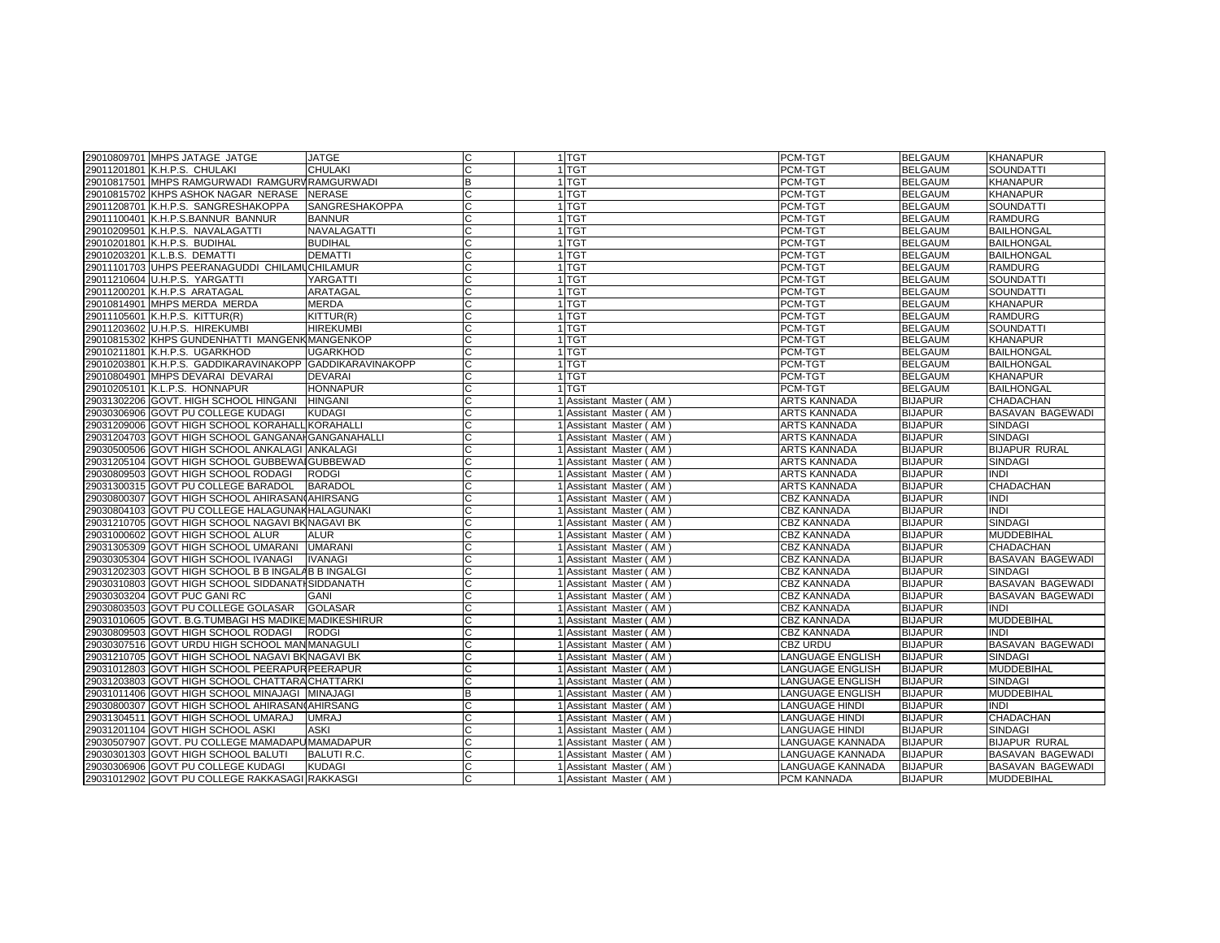| | | | | | | | | |
|---|---|---|---|---|---|---|---|---|
| 29010809701 | MHPS JATAGE JATGE | JATGE | C | 1 | TGT | PCM-TGT | BELGAUM | KHANAPUR |
| 29011201801 | K.H.P.S. CHULAKI | CHULAKI | C | 1 | TGT | PCM-TGT | BELGAUM | SOUNDATTI |
| 29010817501 | MHPS RAMGURWADI RAMGURW | RAMGURWADI | B | 1 | TGT | PCM-TGT | BELGAUM | KHANAPUR |
| 29010815702 | KHPS ASHOK NAGAR NERASE | NERASE | C | 1 | TGT | PCM-TGT | BELGAUM | KHANAPUR |
| 29011208701 | K.H.P.S. SANGRESHAKOPPA | SANGRESHAKOPPA | C | 1 | TGT | PCM-TGT | BELGAUM | SOUNDATTI |
| 29011100401 | K.H.P.S.BANNUR BANNUR | BANNUR | C | 1 | TGT | PCM-TGT | BELGAUM | RAMDURG |
| 29010209501 | K.H.P.S. NAVALAGATTI | NAVALAGATTI | C | 1 | TGT | PCM-TGT | BELGAUM | BAILHONGAL |
| 29010201801 | K.H.P.S. BUDIHAL | BUDIHAL | C | 1 | TGT | PCM-TGT | BELGAUM | BAILHONGAL |
| 29010203201 | K.L.B.S. DEMATTI | DEMATTI | C | 1 | TGT | PCM-TGT | BELGAUM | BAILHONGAL |
| 29011101703 | UHPS PEERANAGUDDI CHILAMU | CHILAMUR | C | 1 | TGT | PCM-TGT | BELGAUM | RAMDURG |
| 29011210604 | U.H.P.S. YARGATTI | YARGATTI | C | 1 | TGT | PCM-TGT | BELGAUM | SOUNDATTI |
| 29011200201 | K.H.P.S ARATAGAL | ARATAGAL | C | 1 | TGT | PCM-TGT | BELGAUM | SOUNDATTI |
| 29010814901 | MHPS MERDA MERDA | MERDA | C | 1 | TGT | PCM-TGT | BELGAUM | KHANAPUR |
| 29011105601 | K.H.P.S. KITTUR(R) | KITTUR(R) | C | 1 | TGT | PCM-TGT | BELGAUM | RAMDURG |
| 29011203602 | U.H.P.S. HIREKUMBI | HIREKUMBI | C | 1 | TGT | PCM-TGT | BELGAUM | SOUNDATTI |
| 29010815302 | KHPS GUNDENHATTI MANGENK | MANGENKOP | C | 1 | TGT | PCM-TGT | BELGAUM | KHANAPUR |
| 29010211801 | K.H.P.S. UGARKHOD | UGARKHOD | C | 1 | TGT | PCM-TGT | BELGAUM | BAILHONGAL |
| 29010203801 | K.H.P.S. GADDIKARAVINAKOPP | GADDIKARAVINAKOPP | C | 1 | TGT | PCM-TGT | BELGAUM | BAILHONGAL |
| 29010804901 | MHPS DEVARAI DEVARAI | DEVARAI | C | 1 | TGT | PCM-TGT | BELGAUM | KHANAPUR |
| 29010205101 | K.L.P.S. HONNAPUR | HONNAPUR | C | 1 | TGT | PCM-TGT | BELGAUM | BAILHONGAL |
| 29031302206 | GOVT. HIGH SCHOOL HINGANI | HINGANI | C | 1 | Assistant Master ( AM ) | ARTS KANNADA | BIJAPUR | CHADACHAN |
| 29030306906 | GOVT PU COLLEGE KUDAGI | KUDAGI | C | 1 | Assistant Master ( AM ) | ARTS KANNADA | BIJAPUR | BASAVAN BAGEWADI |
| 29031209006 | GOVT HIGH SCHOOL KORAHALL | KORAHALLI | C | 1 | Assistant Master ( AM ) | ARTS KANNADA | BIJAPUR | SINDAGI |
| 29031204703 | GOVT HIGH SCHOOL GANGANAH | GANGANAHALLI | C | 1 | Assistant Master ( AM ) | ARTS KANNADA | BIJAPUR | SINDAGI |
| 29030500506 | GOVT HIGH SCHOOL ANKALAGI | ANKALAGI | C | 1 | Assistant Master ( AM ) | ARTS KANNADA | BIJAPUR | BIJAPUR RURAL |
| 29031205104 | GOVT HIGH SCHOOL GUBBEWA | GUBBEWAD | C | 1 | Assistant Master ( AM ) | ARTS KANNADA | BIJAPUR | SINDAGI |
| 29030809503 | GOVT HIGH SCHOOL RODAGI | RODGI | C | 1 | Assistant Master ( AM ) | ARTS KANNADA | BIJAPUR | INDI |
| 29031300315 | GOVT PU COLLEGE BARADOL | BARADOL | C | 1 | Assistant Master ( AM ) | ARTS KANNADA | BIJAPUR | CHADACHAN |
| 29030800307 | GOVT HIGH SCHOOL AHIRASAN | AHIRSANG | C | 1 | Assistant Master ( AM ) | CBZ KANNADA | BIJAPUR | INDI |
| 29030804103 | GOVT PU COLLEGE HALAGUNAK | HALAGUNAKI | C | 1 | Assistant Master ( AM ) | CBZ KANNADA | BIJAPUR | INDI |
| 29031210705 | GOVT HIGH SCHOOL NAGAVI BK | NAGAVI BK | C | 1 | Assistant Master ( AM ) | CBZ KANNADA | BIJAPUR | SINDAGI |
| 29031000602 | GOVT HIGH SCHOOL ALUR | ALUR | C | 1 | Assistant Master ( AM ) | CBZ KANNADA | BIJAPUR | MUDDEBIHAL |
| 29031305309 | GOVT HIGH SCHOOL UMARANI | UMARANI | C | 1 | Assistant Master ( AM ) | CBZ KANNADA | BIJAPUR | CHADACHAN |
| 29030305304 | GOVT HIGH SCHOOL IVANAGI | IVANAGI | C | 1 | Assistant Master ( AM ) | CBZ KANNADA | BIJAPUR | BASAVAN BAGEWADI |
| 29031202303 | GOVT HIGH SCHOOL B B INGALA | B B INGALGI | C | 1 | Assistant Master ( AM ) | CBZ KANNADA | BIJAPUR | SINDAGI |
| 29030310803 | GOVT HIGH SCHOOL SIDDANATH | SIDDANATH | C | 1 | Assistant Master ( AM ) | CBZ KANNADA | BIJAPUR | BASAVAN BAGEWADI |
| 29030303204 | GOVT PUC GANI RC | GANI | C | 1 | Assistant Master ( AM ) | CBZ KANNADA | BIJAPUR | BASAVAN BAGEWADI |
| 29030803503 | GOVT PU COLLEGE GOLASAR | GOLASAR | C | 1 | Assistant Master ( AM ) | CBZ KANNADA | BIJAPUR | INDI |
| 29031010605 | GOVT. B.G.TUMBAGI HS MADIKE | MADIKESHIRUR | C | 1 | Assistant Master ( AM ) | CBZ KANNADA | BIJAPUR | MUDDEBIHAL |
| 29030809503 | GOVT HIGH SCHOOL RODAGI | RODGI | C | 1 | Assistant Master ( AM ) | CBZ KANNADA | BIJAPUR | INDI |
| 29030307516 | GOVT URDU HIGH SCHOOL MAN | MANAGULI | C | 1 | Assistant Master ( AM ) | CBZ URDU | BIJAPUR | BASAVAN BAGEWADI |
| 29031210705 | GOVT HIGH SCHOOL NAGAVI BK | NAGAVI BK | C | 1 | Assistant Master ( AM ) | LANGUAGE ENGLISH | BIJAPUR | SINDAGI |
| 29031012803 | GOVT HIGH SCHOOL PEERAPUR | PEERAPUR | C | 1 | Assistant Master ( AM ) | LANGUAGE ENGLISH | BIJAPUR | MUDDEBIHAL |
| 29031203803 | GOVT HIGH SCHOOL CHATTARA | CHATTARKI | C | 1 | Assistant Master ( AM ) | LANGUAGE ENGLISH | BIJAPUR | SINDAGI |
| 29031011406 | GOVT HIGH SCHOOL MINAJAGI | MINAJAGI | B | 1 | Assistant Master ( AM ) | LANGUAGE ENGLISH | BIJAPUR | MUDDEBIHAL |
| 29030800307 | GOVT HIGH SCHOOL AHIRASAN | AHIRSANG | C | 1 | Assistant Master ( AM ) | LANGUAGE HINDI | BIJAPUR | INDI |
| 29031304511 | GOVT HIGH SCHOOL UMARAJ | UMRAJ | C | 1 | Assistant Master ( AM ) | LANGUAGE HINDI | BIJAPUR | CHADACHAN |
| 29031201104 | GOVT HIGH SCHOOL ASKI | ASKI | C | 1 | Assistant Master ( AM ) | LANGUAGE HINDI | BIJAPUR | SINDAGI |
| 29030507907 | GOVT. PU COLLEGE MAMADAPU | MAMADAPUR | C | 1 | Assistant Master ( AM ) | LANGUAGE KANNADA | BIJAPUR | BIJAPUR RURAL |
| 29030301303 | GOVT HIGH SCHOOL BALUTI | BALUTI R.C. | C | 1 | Assistant Master ( AM ) | LANGUAGE KANNADA | BIJAPUR | BASAVAN BAGEWADI |
| 29030306906 | GOVT PU COLLEGE KUDAGI | KUDAGI | C | 1 | Assistant Master ( AM ) | LANGUAGE KANNADA | BIJAPUR | BASAVAN BAGEWADI |
| 29031012902 | GOVT PU COLLEGE RAKKASAGI | RAKKASGI | C | 1 | Assistant Master ( AM ) | PCM KANNADA | BIJAPUR | MUDDEBIHAL |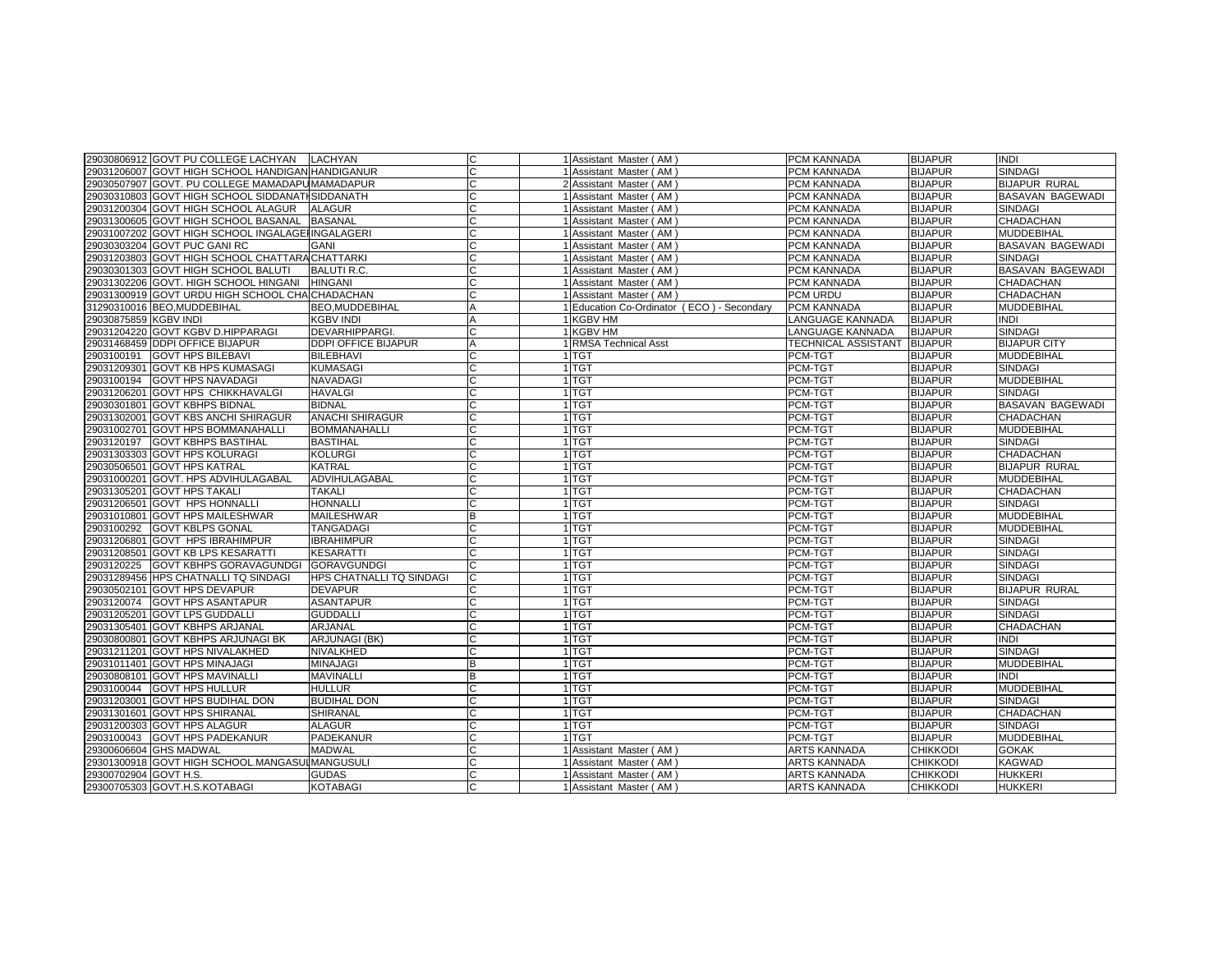| | | | | | | | | |
|---|---|---|---|---|---|---|---|---|
| 29030806912 | GOVT PU COLLEGE LACHYAN | LACHYAN | C | 1 | Assistant Master ( AM ) | PCM KANNADA | BIJAPUR | INDI |
| 29031206007 | GOVT HIGH SCHOOL HANDIGANUR | HANDIGANUR | C | 1 | Assistant Master ( AM ) | PCM KANNADA | BIJAPUR | SINDAGI |
| 29030507907 | GOVT. PU COLLEGE MAMADAPUR | MAMADAPUR | C | 2 | Assistant Master ( AM ) | PCM KANNADA | BIJAPUR | BIJAPUR RURAL |
| 29030310803 | GOVT HIGH SCHOOL SIDDANATH | SIDDANATH | C | 1 | Assistant Master ( AM ) | PCM KANNADA | BIJAPUR | BASAVAN BAGEWADI |
| 29031200304 | GOVT HIGH SCHOOL ALAGUR | ALAGUR | C | 1 | Assistant Master ( AM ) | PCM KANNADA | BIJAPUR | SINDAGI |
| 29031300605 | GOVT HIGH SCHOOL BASANAL | BASANAL | C | 1 | Assistant Master ( AM ) | PCM KANNADA | BIJAPUR | CHADACHAN |
| 29031007202 | GOVT HIGH SCHOOL INGALAGERI | INGALAGERI | C | 1 | Assistant Master ( AM ) | PCM KANNADA | BIJAPUR | MUDDEBIHAL |
| 29030303204 | GOVT PUC GANI RC | GANI | C | 1 | Assistant Master ( AM ) | PCM KANNADA | BIJAPUR | BASAVAN BAGEWADI |
| 29031203803 | GOVT HIGH SCHOOL CHATTARA | CHATTARKI | C | 1 | Assistant Master ( AM ) | PCM KANNADA | BIJAPUR | SINDAGI |
| 29030301303 | GOVT HIGH SCHOOL BALUTI | BALUTI R.C. | C | 1 | Assistant Master ( AM ) | PCM KANNADA | BIJAPUR | BASAVAN BAGEWADI |
| 29031302206 | GOVT. HIGH SCHOOL HINGANI | HINGANI | C | 1 | Assistant Master ( AM ) | PCM KANNADA | BIJAPUR | CHADACHAN |
| 29031300919 | GOVT URDU HIGH SCHOOL CHA | CHADACHAN | C | 1 | Assistant Master ( AM ) | PCM URDU | BIJAPUR | CHADACHAN |
| 31290310016 | BEO,MUDDEBIHAL | BEO,MUDDEBIHAL | A | 1 | Education Co-Ordinator ( ECO ) - Secondary | PCM KANNADA | BIJAPUR | MUDDEBIHAL |
| 29030875859 | KGBV INDI | KGBV INDI | A | 1 | KGBV HM | LANGUAGE KANNADA | BIJAPUR | INDI |
| 29031204220 | GOVT KGBV D.HIPPARAGI | DEVARHIPPARGI. | C | 1 | KGBV HM | LANGUAGE KANNADA | BIJAPUR | SINDAGI |
| 29031468459 | DDPI OFFICE BIJAPUR | DDPI OFFICE BIJAPUR | A | 1 | RMSA Technical Asst | TECHNICAL ASSISTANT | BIJAPUR | BIJAPUR CITY |
| 2903100191 | GOVT HPS BILEBAVI | BILEBHAVI | C | 1 | TGT | PCM-TGT | BIJAPUR | MUDDEBIHAL |
| 29031209301 | GOVT KB HPS KUMASAGI | KUMASAGI | C | 1 | TGT | PCM-TGT | BIJAPUR | SINDAGI |
| 2903100194 | GOVT HPS NAVADAGI | NAVADAGI | C | 1 | TGT | PCM-TGT | BIJAPUR | MUDDEBIHAL |
| 29031206201 | GOVT HPS CHIKKHAVALGI | HAVALGI | C | 1 | TGT | PCM-TGT | BIJAPUR | SINDAGI |
| 29030301801 | GOVT KBHPS BIDNAL | BIDNAL | C | 1 | TGT | PCM-TGT | BIJAPUR | BASAVAN BAGEWADI |
| 29031302001 | GOVT KBS ANCHI SHIRAGUR | ANACHI SHIRAGUR | C | 1 | TGT | PCM-TGT | BIJAPUR | CHADACHAN |
| 29031002701 | GOVT HPS BOMMANAHALLI | BOMMANAHALLI | C | 1 | TGT | PCM-TGT | BIJAPUR | MUDDEBIHAL |
| 2903120197 | GOVT KBHPS BASTIHAL | BASTIHAL | C | 1 | TGT | PCM-TGT | BIJAPUR | SINDAGI |
| 29031303303 | GOVT HPS KOLURAGI | KOLURGI | C | 1 | TGT | PCM-TGT | BIJAPUR | CHADACHAN |
| 29030506501 | GOVT HPS KATRAL | KATRAL | C | 1 | TGT | PCM-TGT | BIJAPUR | BIJAPUR RURAL |
| 29031000201 | GOVT. HPS ADVIHULAGABAL | ADVIHULAGABAL | C | 1 | TGT | PCM-TGT | BIJAPUR | MUDDEBIHAL |
| 29031305201 | GOVT HPS TAKALI | TAKALI | C | 1 | TGT | PCM-TGT | BIJAPUR | CHADACHAN |
| 29031206501 | GOVT HPS HONNALLI | HONNALLI | C | 1 | TGT | PCM-TGT | BIJAPUR | SINDAGI |
| 29031010801 | GOVT HPS MAILESHWAR | MAILESHWAR | B | 1 | TGT | PCM-TGT | BIJAPUR | MUDDEBIHAL |
| 2903100292 | GOVT KBLPS GONAL | TANGADAGI | C | 1 | TGT | PCM-TGT | BIJAPUR | MUDDEBIHAL |
| 29031206801 | GOVT HPS IBRAHIMPUR | IBRAHIMPUR | C | 1 | TGT | PCM-TGT | BIJAPUR | SINDAGI |
| 29031208501 | GOVT KB LPS KESARATTI | KESARATTI | C | 1 | TGT | PCM-TGT | BIJAPUR | SINDAGI |
| 2903120225 | GOVT KBHPS GORAVAGUNDGI | GORAVGUNDGI | C | 1 | TGT | PCM-TGT | BIJAPUR | SINDAGI |
| 29031289456 | HPS CHATNALLI TQ SINDAGI | HPS CHATNALLI TQ SINDAGI | C | 1 | TGT | PCM-TGT | BIJAPUR | SINDAGI |
| 29030502101 | GOVT HPS DEVAPUR | DEVAPUR | C | 1 | TGT | PCM-TGT | BIJAPUR | BIJAPUR RURAL |
| 2903120074 | GOVT HPS ASANTAPUR | ASANTAPUR | C | 1 | TGT | PCM-TGT | BIJAPUR | SINDAGI |
| 29031205201 | GOVT LPS GUDDALLI | GUDDALLI | C | 1 | TGT | PCM-TGT | BIJAPUR | SINDAGI |
| 29031305401 | GOVT KBHPS ARJANAL | ARJANAL | C | 1 | TGT | PCM-TGT | BIJAPUR | CHADACHAN |
| 29030800801 | GOVT KBHPS ARJUNAGI BK | ARJUNAGI (BK) | C | 1 | TGT | PCM-TGT | BIJAPUR | INDI |
| 29031211201 | GOVT HPS NIVALAKHED | NIVALKHED | C | 1 | TGT | PCM-TGT | BIJAPUR | SINDAGI |
| 29031011401 | GOVT HPS MINAJAGI | MINAJAGI | B | 1 | TGT | PCM-TGT | BIJAPUR | MUDDEBIHAL |
| 29030808101 | GOVT HPS MAVINALLI | MAVINALLI | B | 1 | TGT | PCM-TGT | BIJAPUR | INDI |
| 2903100044 | GOVT HPS HULLUR | HULLUR | C | 1 | TGT | PCM-TGT | BIJAPUR | MUDDEBIHAL |
| 29031203001 | GOVT HPS BUDIHAL DON | BUDIHAL DON | C | 1 | TGT | PCM-TGT | BIJAPUR | SINDAGI |
| 29031301601 | GOVT HPS SHIRANAL | SHIRANAL | C | 1 | TGT | PCM-TGT | BIJAPUR | CHADACHAN |
| 29031200303 | GOVT HPS ALAGUR | ALAGUR | C | 1 | TGT | PCM-TGT | BIJAPUR | SINDAGI |
| 2903100043 | GOVT HPS PADEKANUR | PADEKANUR | C | 1 | TGT | PCM-TGT | BIJAPUR | MUDDEBIHAL |
| 29300606604 | GHS MADWAL | MADWAL | C | 1 | Assistant Master ( AM ) | ARTS KANNADA | CHIKKODI | GOKAK |
| 29301300918 | GOVT HIGH SCHOOL.MANGASUL | MANGUSULI | C | 1 | Assistant Master ( AM ) | ARTS KANNADA | CHIKKODI | KAGWAD |
| 29300702904 | GOVT H.S. | GUDAS | C | 1 | Assistant Master ( AM ) | ARTS KANNADA | CHIKKODI | HUKKERI |
| 29300705303 | GOVT.H.S.KOTABAGI | KOTABAGI | C | 1 | Assistant Master ( AM ) | ARTS KANNADA | CHIKKODI | HUKKERI |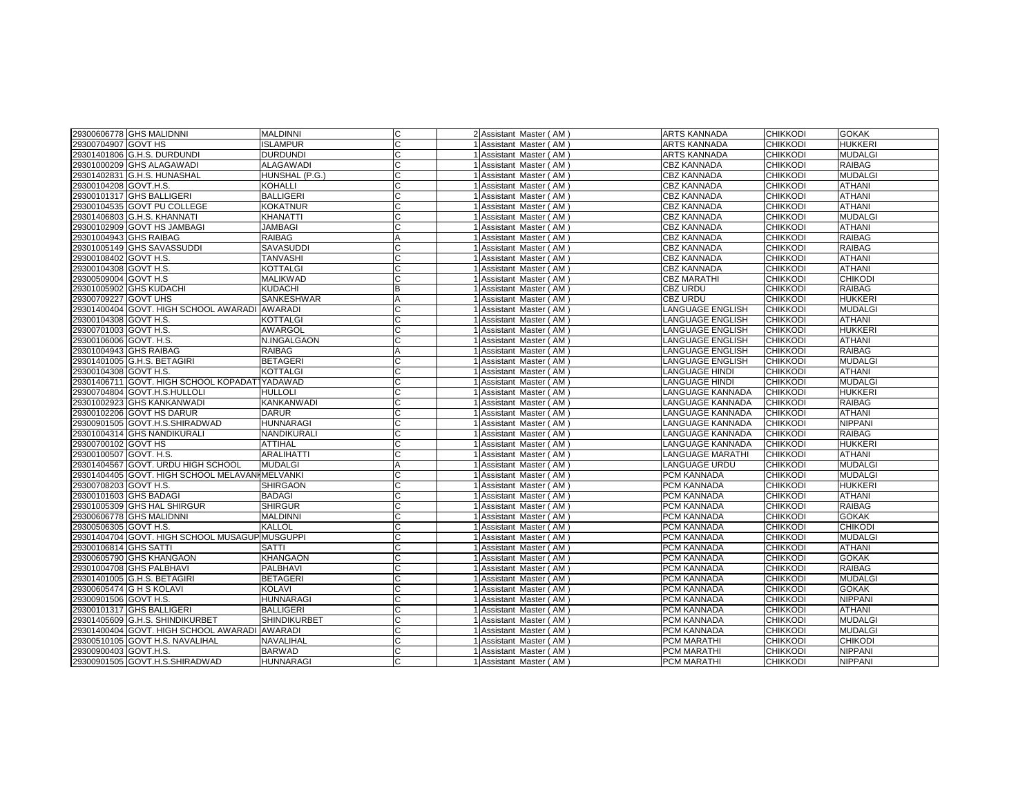| | | | | | | | | |
|---|---|---|---|---|---|---|---|---|
| 29300606778 | GHS MALIDNNI | MALDINNI | C | 2 | Assistant Master ( AM ) | ARTS KANNADA | CHIKKODI | GOKAK |
| 29300704907 | GOVT HS | ISLAMPUR | C | 1 | Assistant Master ( AM ) | ARTS KANNADA | CHIKKODI | HUKKERI |
| 29301401806 | G.H.S. DURDUNDI | DURDUNDI | C | 1 | Assistant Master ( AM ) | ARTS KANNADA | CHIKKODI | MUDALGI |
| 29301000209 | GHS ALAGAWADI | ALAGAWADI | C | 1 | Assistant Master ( AM ) | CBZ KANNADA | CHIKKODI | RAIBAG |
| 29301402831 | G.H.S. HUNASHAL | HUNSHAL (P.G.) | C | 1 | Assistant Master ( AM ) | CBZ KANNADA | CHIKKODI | MUDALGI |
| 29300104208 | GOVT.H.S. | KOHALLI | C | 1 | Assistant Master ( AM ) | CBZ KANNADA | CHIKKODI | ATHANI |
| 29300101317 | GHS BALLIGERI | BALLIGERI | C | 1 | Assistant Master ( AM ) | CBZ KANNADA | CHIKKODI | ATHANI |
| 29300104535 | GOVT PU COLLEGE | KOKATNUR | C | 1 | Assistant Master ( AM ) | CBZ KANNADA | CHIKKODI | ATHANI |
| 29301406803 | G.H.S. KHANNATI | KHANATTI | C | 1 | Assistant Master ( AM ) | CBZ KANNADA | CHIKKODI | MUDALGI |
| 29300102909 | GOVT HS JAMBAGI | JAMBAGI | C | 1 | Assistant Master ( AM ) | CBZ KANNADA | CHIKKODI | ATHANI |
| 29301004943 | GHS RAIBAG | RAIBAG | A | 1 | Assistant Master ( AM ) | CBZ KANNADA | CHIKKODI | RAIBAG |
| 29301005149 | GHS SAVASSUDDI | SAVASUDDI | C | 1 | Assistant Master ( AM ) | CBZ KANNADA | CHIKKODI | RAIBAG |
| 29300108402 | GOVT H.S. | TANVASHI | C | 1 | Assistant Master ( AM ) | CBZ KANNADA | CHIKKODI | ATHANI |
| 29300104308 | GOVT H.S. | KOTTALGI | C | 1 | Assistant Master ( AM ) | CBZ KANNADA | CHIKKODI | ATHANI |
| 29300509004 | GOVT H.S | MALIKWAD | C | 1 | Assistant Master ( AM ) | CBZ MARATHI | CHIKKODI | CHIKODI |
| 29301005902 | GHS KUDACHI | KUDACHI | B | 1 | Assistant Master ( AM ) | CBZ URDU | CHIKKODI | RAIBAG |
| 29300709227 | GOVT UHS | SANKESHWAR | A | 1 | Assistant Master ( AM ) | CBZ URDU | CHIKKODI | HUKKERI |
| 29301400404 | GOVT. HIGH SCHOOL AWARADI | AWARADI | C | 1 | Assistant Master ( AM ) | LANGUAGE ENGLISH | CHIKKODI | MUDALGI |
| 29300104308 | GOVT H.S. | KOTTALGI | C | 1 | Assistant Master ( AM ) | LANGUAGE ENGLISH | CHIKKODI | ATHANI |
| 29300701003 | GOVT H.S. | AWARGOL | C | 1 | Assistant Master ( AM ) | LANGUAGE ENGLISH | CHIKKODI | HUKKERI |
| 29300106006 | GOVT. H.S. | N.INGALGAON | C | 1 | Assistant Master ( AM ) | LANGUAGE ENGLISH | CHIKKODI | ATHANI |
| 29301004943 | GHS RAIBAG | RAIBAG | A | 1 | Assistant Master ( AM ) | LANGUAGE ENGLISH | CHIKKODI | RAIBAG |
| 29301401005 | G.H.S. BETAGIRI | BETAGERI | C | 1 | Assistant Master ( AM ) | LANGUAGE ENGLISH | CHIKKODI | MUDALGI |
| 29300104308 | GOVT H.S. | KOTTALGI | C | 1 | Assistant Master ( AM ) | LANGUAGE HINDI | CHIKKODI | ATHANI |
| 29301406711 | GOVT. HIGH SCHOOL KOPADATTI | YADAWAD | C | 1 | Assistant Master ( AM ) | LANGUAGE HINDI | CHIKKODI | MUDALGI |
| 29300704804 | GOVT.H.S.HULLOLI | HULLOLI | C | 1 | Assistant Master ( AM ) | LANGUAGE KANNADA | CHIKKODI | HUKKERI |
| 29301002923 | GHS KANKANWADI | KANKANWADI | C | 1 | Assistant Master ( AM ) | LANGUAGE KANNADA | CHIKKODI | RAIBAG |
| 29300102206 | GOVT HS DARUR | DARUR | C | 1 | Assistant Master ( AM ) | LANGUAGE KANNADA | CHIKKODI | ATHANI |
| 29300901505 | GOVT.H.S.SHIRADWAD | HUNNARAGI | C | 1 | Assistant Master ( AM ) | LANGUAGE KANNADA | CHIKKODI | NIPPANI |
| 29301004314 | GHS NANDIKURALI | NANDIKURALI | C | 1 | Assistant Master ( AM ) | LANGUAGE KANNADA | CHIKKODI | RAIBAG |
| 29300700102 | GOVT HS | ATTIHAL | C | 1 | Assistant Master ( AM ) | LANGUAGE KANNADA | CHIKKODI | HUKKERI |
| 29300100507 | GOVT. H.S. | ARALIHATTI | C | 1 | Assistant Master ( AM ) | LANGUAGE MARATHI | CHIKKODI | ATHANI |
| 29301404567 | GOVT. URDU HIGH SCHOOL | MUDALGI | A | 1 | Assistant Master ( AM ) | LANGUAGE URDU | CHIKKODI | MUDALGI |
| 29301404405 | GOVT. HIGH SCHOOL MELAVANKI | MELVANKI | C | 1 | Assistant Master ( AM ) | PCM KANNADA | CHIKKODI | MUDALGI |
| 29300708203 | GOVT H.S. | SHIRGAON | C | 1 | Assistant Master ( AM ) | PCM KANNADA | CHIKKODI | HUKKERI |
| 29300101603 | GHS BADAGI | BADAGI | C | 1 | Assistant Master ( AM ) | PCM KANNADA | CHIKKODI | ATHANI |
| 29301005309 | GHS HAL SHIRGUR | SHIRGUR | C | 1 | Assistant Master ( AM ) | PCM KANNADA | CHIKKODI | RAIBAG |
| 29300606778 | GHS MALIDNNI | MALDINNI | C | 1 | Assistant Master ( AM ) | PCM KANNADA | CHIKKODI | GOKAK |
| 29300506305 | GOVT H.S. | KALLOL | C | 1 | Assistant Master ( AM ) | PCM KANNADA | CHIKKODI | CHIKODI |
| 29301404704 | GOVT. HIGH SCHOOL MUSAGUPPI | MUSGUPPI | C | 1 | Assistant Master ( AM ) | PCM KANNADA | CHIKKODI | MUDALGI |
| 29300106814 | GHS SATTI | SATTI | C | 1 | Assistant Master ( AM ) | PCM KANNADA | CHIKKODI | ATHANI |
| 29300605790 | GHS KHANGAON | KHANGAON | C | 1 | Assistant Master ( AM ) | PCM KANNADA | CHIKKODI | GOKAK |
| 29301004708 | GHS PALBHAVI | PALBHAVI | C | 1 | Assistant Master ( AM ) | PCM KANNADA | CHIKKODI | RAIBAG |
| 29301401005 | G.H.S. BETAGIRI | BETAGERI | C | 1 | Assistant Master ( AM ) | PCM KANNADA | CHIKKODI | MUDALGI |
| 29300605474 | G H S KOLAVI | KOLAVI | C | 1 | Assistant Master ( AM ) | PCM KANNADA | CHIKKODI | GOKAK |
| 29300901506 | GOVT H.S. | HUNNARAGI | C | 1 | Assistant Master ( AM ) | PCM KANNADA | CHIKKODI | NIPPANI |
| 29300101317 | GHS BALLIGERI | BALLIGERI | C | 1 | Assistant Master ( AM ) | PCM KANNADA | CHIKKODI | ATHANI |
| 29301405609 | G.H.S. SHINDIKURBET | SHINDIKURBET | C | 1 | Assistant Master ( AM ) | PCM KANNADA | CHIKKODI | MUDALGI |
| 29301400404 | GOVT. HIGH SCHOOL AWARADI | AWARADI | C | 1 | Assistant Master ( AM ) | PCM KANNADA | CHIKKODI | MUDALGI |
| 29300510105 | GOVT H.S. NAVALIHAL | NAVALIHAL | C | 1 | Assistant Master ( AM ) | PCM MARATHI | CHIKKODI | CHIKODI |
| 29300900403 | GOVT.H.S. | BARWAD | C | 1 | Assistant Master ( AM ) | PCM MARATHI | CHIKKODI | NIPPANI |
| 29300901505 | GOVT.H.S.SHIRADWAD | HUNNARAGI | C | 1 | Assistant Master ( AM ) | PCM MARATHI | CHIKKODI | NIPPANI |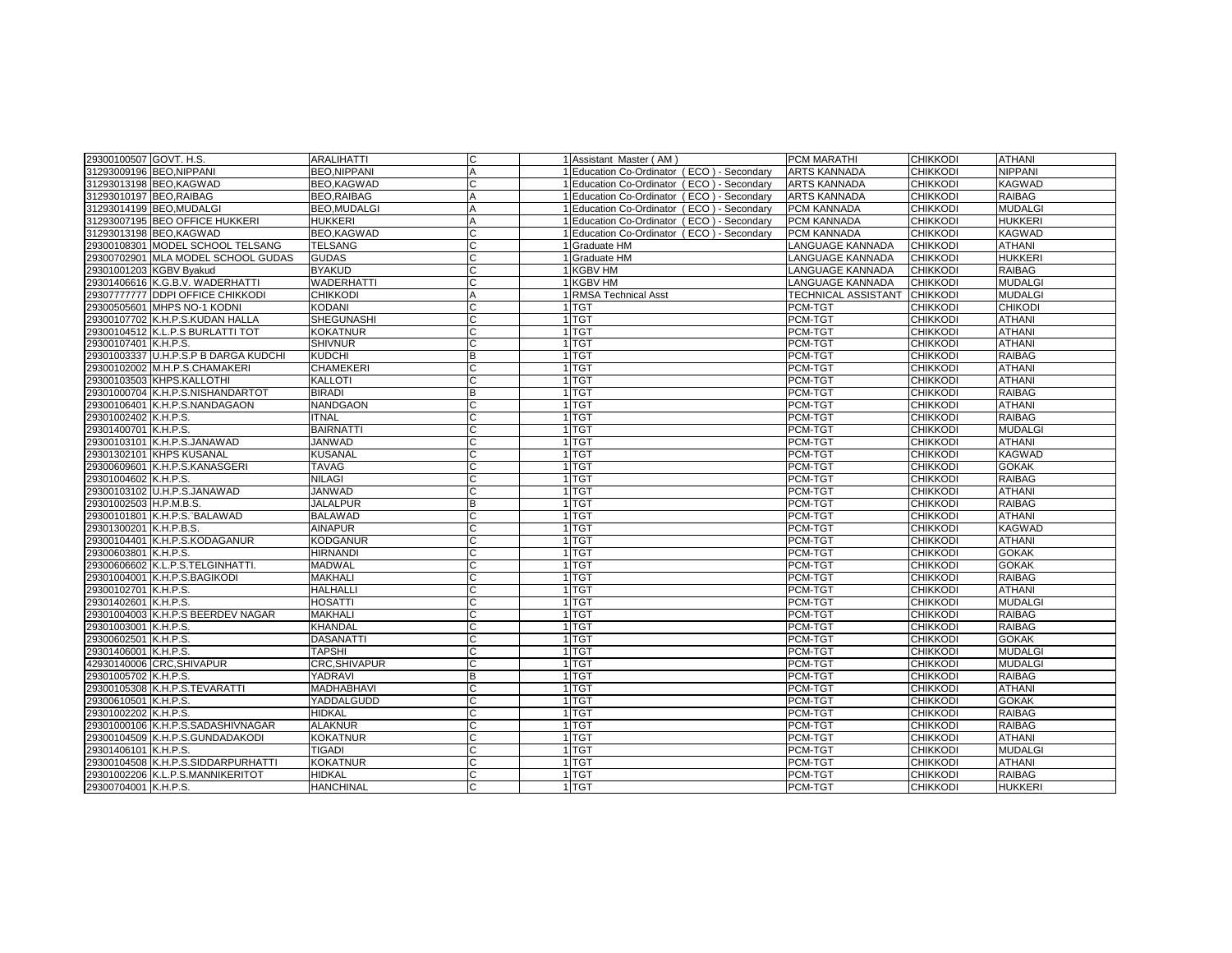| | | | | | | | | |
|---|---|---|---|---|---|---|---|---|
| 29300100507 | GOVT. H.S. | ARALIHATTI | C | 1 | Assistant Master ( AM ) | PCM MARATHI | CHIKKODI | ATHANI |
| 31293009196 | BEO,NIPPANI | BEO,NIPPANI | A | 1 | Education Co-Ordinator ( ECO ) - Secondary | ARTS KANNADA | CHIKKODI | NIPPANI |
| 31293013198 | BEO,KAGWAD | BEO,KAGWAD | C | 1 | Education Co-Ordinator ( ECO ) - Secondary | ARTS KANNADA | CHIKKODI | KAGWAD |
| 31293010197 | BEO,RAIBAG | BEO,RAIBAG | A | 1 | Education Co-Ordinator ( ECO ) - Secondary | ARTS KANNADA | CHIKKODI | RAIBAG |
| 31293014199 | BEO,MUDALGI | BEO,MUDALGI | A | 1 | Education Co-Ordinator ( ECO ) - Secondary | PCM KANNADA | CHIKKODI | MUDALGI |
| 31293007195 | BEO OFFICE HUKKERI | HUKKERI | A | 1 | Education Co-Ordinator ( ECO ) - Secondary | PCM KANNADA | CHIKKODI | HUKKERI |
| 31293013198 | BEO,KAGWAD | BEO,KAGWAD | C | 1 | Education Co-Ordinator ( ECO ) - Secondary | PCM KANNADA | CHIKKODI | KAGWAD |
| 29300108301 | MODEL SCHOOL TELSANG | TELSANG | C | 1 | Graduate HM | LANGUAGE KANNADA | CHIKKODI | ATHANI |
| 29300702901 | MLA MODEL SCHOOL GUDAS | GUDAS | C | 1 | Graduate HM | LANGUAGE KANNADA | CHIKKODI | HUKKERI |
| 29301001203 | KGBV Byakud | BYAKUD | C | 1 | KGBV HM | LANGUAGE KANNADA | CHIKKODI | RAIBAG |
| 29301406616 | K.G.B.V. WADERHATTI | WADERHATTI | C | 1 | KGBV HM | LANGUAGE KANNADA | CHIKKODI | MUDALGI |
| 29307777777 | DDPI OFFICE CHIKKODI | CHIKKODI | A | 1 | RMSA Technical Asst | TECHNICAL ASSISTANT | CHIKKODI | MUDALGI |
| 29300505601 | MHPS NO-1 KODNI | KODANI | C | 1 | TGT | PCM-TGT | CHIKKODI | CHIKODI |
| 29300107702 | K.H.P.S.KUDAN HALLA | SHEGUNASHI | C | 1 | TGT | PCM-TGT | CHIKKODI | ATHANI |
| 29300104512 | K.L.P.S BURLATTI TOT | KOKATNUR | C | 1 | TGT | PCM-TGT | CHIKKODI | ATHANI |
| 29300107401 | K.H.P.S. | SHIVNUR | C | 1 | TGT | PCM-TGT | CHIKKODI | ATHANI |
| 29301003337 | U.H.P.S.P B DARGA KUDCHI | KUDCHI | B | 1 | TGT | PCM-TGT | CHIKKODI | RAIBAG |
| 29300102002 | M.H.P.S.CHAMAKERI | CHAMEKERI | C | 1 | TGT | PCM-TGT | CHIKKODI | ATHANI |
| 29300103503 | KHPS.KALLOTHI | KALLOTI | C | 1 | TGT | PCM-TGT | CHIKKODI | ATHANI |
| 29301000704 | K.H.P.S.NISHANDARTOT | BIRADI | B | 1 | TGT | PCM-TGT | CHIKKODI | RAIBAG |
| 29300106401 | K.H.P.S.NANDAGAON | NANDGAON | C | 1 | TGT | PCM-TGT | CHIKKODI | ATHANI |
| 29301002402 | K.H.P.S. | ITNAL | C | 1 | TGT | PCM-TGT | CHIKKODI | RAIBAG |
| 29301400701 | K.H.P.S. | BAIRNATTI | C | 1 | TGT | PCM-TGT | CHIKKODI | MUDALGI |
| 29300103101 | K.H.P.S.JANAWAD | JANWAD | C | 1 | TGT | PCM-TGT | CHIKKODI | ATHANI |
| 29301302101 | KHPS KUSANAL | KUSANAL | C | 1 | TGT | PCM-TGT | CHIKKODI | KAGWAD |
| 29300609601 | K.H.P.S.KANASGERI | TAVAG | C | 1 | TGT | PCM-TGT | CHIKKODI | GOKAK |
| 29301004602 | K.H.P.S. | NILAGI | C | 1 | TGT | PCM-TGT | CHIKKODI | RAIBAG |
| 29300103102 | U.H.P.S.JANAWAD | JANWAD | C | 1 | TGT | PCM-TGT | CHIKKODI | ATHANI |
| 29301002503 | H.P.M.B.S. | JALALPUR | B | 1 | TGT | PCM-TGT | CHIKKODI | RAIBAG |
| 29300101801 | K.H.P.S.¨BALAWAD | BALAWAD | C | 1 | TGT | PCM-TGT | CHIKKODI | ATHANI |
| 29301300201 | K.H.P.B.S. | AINAPUR | C | 1 | TGT | PCM-TGT | CHIKKODI | KAGWAD |
| 29300104401 | K.H.P.S.KODAGANUR | KODGANUR | C | 1 | TGT | PCM-TGT | CHIKKODI | ATHANI |
| 29300603801 | K.H.P.S. | HIRNANDI | C | 1 | TGT | PCM-TGT | CHIKKODI | GOKAK |
| 29300606602 | K.L.P.S.TELGINHATTI. | MADWAL | C | 1 | TGT | PCM-TGT | CHIKKODI | GOKAK |
| 29301004001 | K.H.P.S.BAGIKODI | MAKHALI | C | 1 | TGT | PCM-TGT | CHIKKODI | RAIBAG |
| 29300102701 | K.H.P.S. | HALHALLI | C | 1 | TGT | PCM-TGT | CHIKKODI | ATHANI |
| 29301402601 | K.H.P.S. | HOSATTI | C | 1 | TGT | PCM-TGT | CHIKKODI | MUDALGI |
| 29301004003 | K.H.P.S BEERDEV NAGAR | MAKHALI | C | 1 | TGT | PCM-TGT | CHIKKODI | RAIBAG |
| 29301003001 | K.H.P.S. | KHANDAL | C | 1 | TGT | PCM-TGT | CHIKKODI | RAIBAG |
| 29300602501 | K.H.P.S. | DASANATTI | C | 1 | TGT | PCM-TGT | CHIKKODI | GOKAK |
| 29301406001 | K.H.P.S. | TAPSHI | C | 1 | TGT | PCM-TGT | CHIKKODI | MUDALGI |
| 42930140006 | CRC,SHIVAPUR | CRC,SHIVAPUR | C | 1 | TGT | PCM-TGT | CHIKKODI | MUDALGI |
| 29301005702 | K.H.P.S. | YADRAVI | B | 1 | TGT | PCM-TGT | CHIKKODI | RAIBAG |
| 29300105308 | K.H.P.S.TEVARATTI | MADHABHAVI | C | 1 | TGT | PCM-TGT | CHIKKODI | ATHANI |
| 29300610501 | K.H.P.S. | YADDALGUDD | C | 1 | TGT | PCM-TGT | CHIKKODI | GOKAK |
| 29301002202 | K.H.P.S. | HIDKAL | C | 1 | TGT | PCM-TGT | CHIKKODI | RAIBAG |
| 29301000106 | K.H.P.S.SADASHIVNAGAR | ALAKNUR | C | 1 | TGT | PCM-TGT | CHIKKODI | RAIBAG |
| 29300104509 | K.H.P.S.GUNDADAKODI | KOKATNUR | C | 1 | TGT | PCM-TGT | CHIKKODI | ATHANI |
| 29301406101 | K.H.P.S. | TIGADI | C | 1 | TGT | PCM-TGT | CHIKKODI | MUDALGI |
| 29300104508 | K.H.P.S.SIDDARPURHATTI | KOKATNUR | C | 1 | TGT | PCM-TGT | CHIKKODI | ATHANI |
| 29301002206 | K.L.P.S.MANNIKERITOT | HIDKAL | C | 1 | TGT | PCM-TGT | CHIKKODI | RAIBAG |
| 29300704001 | K.H.P.S. | HANCHINAL | C | 1 | TGT | PCM-TGT | CHIKKODI | HUKKERI |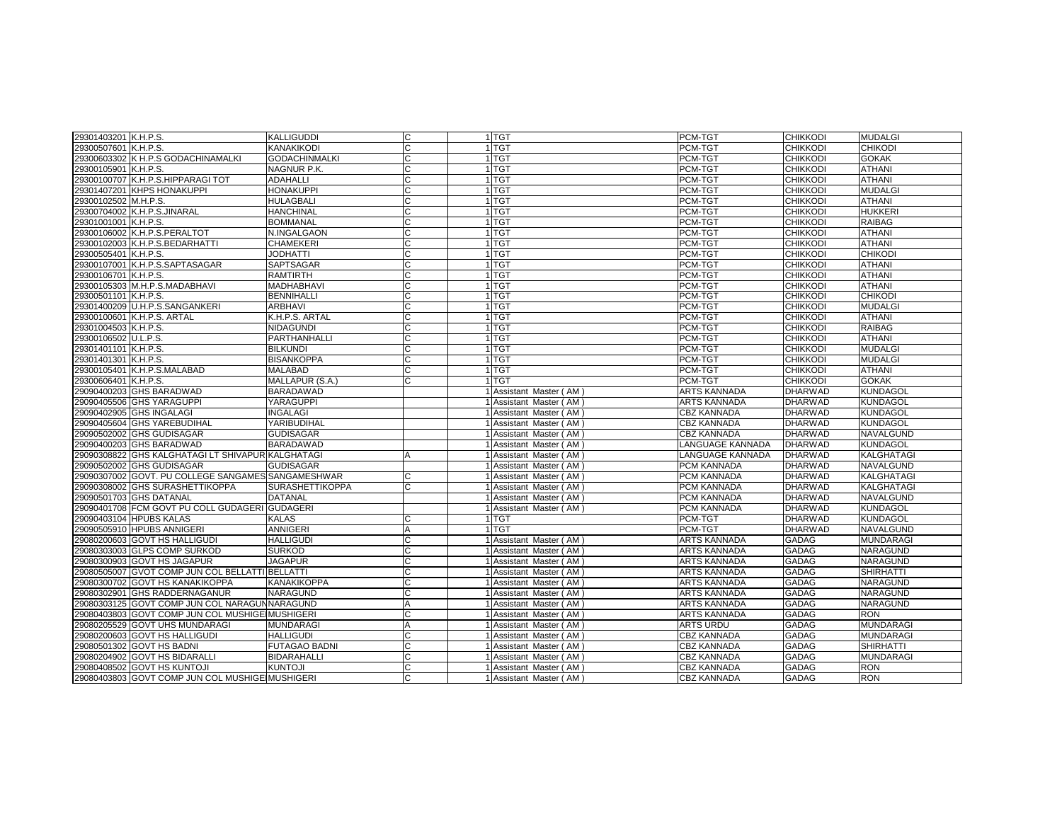| | | | | | | | | |
|---|---|---|---|---|---|---|---|---|
| 29301403201 | K.H.P.S. | KALLIGUDDI | C | 1 | TGT | PCM-TGT | CHIKKODI | MUDALGI |
| 29300507601 | K.H.P.S. | KANAKIKODI | C | 1 | TGT | PCM-TGT | CHIKKODI | CHIKODI |
| 29300603302 | K H.P.S GODACHINAMALKI | GODACHINMALKI | C | 1 | TGT | PCM-TGT | CHIKKODI | GOKAK |
| 29300105901 | K.H.P.S. | NAGNUR P.K. | C | 1 | TGT | PCM-TGT | CHIKKODI | ATHANI |
| 29300100707 | K.H.P.S.HIPPARAGI TOT | ADAHALLI | C | 1 | TGT | PCM-TGT | CHIKKODI | ATHANI |
| 29301407201 | KHPS HONAKUPPI | HONAKUPPI | C | 1 | TGT | PCM-TGT | CHIKKODI | MUDALGI |
| 29300102502 | M.H.P.S. | HULAGBALI | C | 1 | TGT | PCM-TGT | CHIKKODI | ATHANI |
| 29300704002 | K.H.P.S.JINARAL | HANCHINAL | C | 1 | TGT | PCM-TGT | CHIKKODI | HUKKERI |
| 29301001001 | K.H.P.S. | BOMMANAL | C | 1 | TGT | PCM-TGT | CHIKKODI | RAIBAG |
| 29300106002 | K.H.P.S.PERALTOT | N.INGALGAON | C | 1 | TGT | PCM-TGT | CHIKKODI | ATHANI |
| 29300102003 | K.H.P.S.BEDARHATTI | CHAMEKERI | C | 1 | TGT | PCM-TGT | CHIKKODI | ATHANI |
| 29300505401 | K.H.P.S. | JODHATTI | C | 1 | TGT | PCM-TGT | CHIKKODI | CHIKODI |
| 29300107001 | K.H.P.S.SAPTASAGAR | SAPTSAGAR | C | 1 | TGT | PCM-TGT | CHIKKODI | ATHANI |
| 29300106701 | K.H.P.S. | RAMTIRTH | C | 1 | TGT | PCM-TGT | CHIKKODI | ATHANI |
| 29300105303 | M.H.P.S.MADABHAVI | MADHABHAVI | C | 1 | TGT | PCM-TGT | CHIKKODI | ATHANI |
| 29300501101 | K.H.P.S. | BENNIHALLI | C | 1 | TGT | PCM-TGT | CHIKKODI | CHIKODI |
| 29301400209 | U.H.P.S.SANGANKERI | ARBHAVI | C | 1 | TGT | PCM-TGT | CHIKKODI | MUDALGI |
| 29300100601 | K.H.P.S. ARTAL | K.H.P.S. ARTAL | C | 1 | TGT | PCM-TGT | CHIKKODI | ATHANI |
| 29301004503 | K.H.P.S. | NIDAGUNDI | C | 1 | TGT | PCM-TGT | CHIKKODI | RAIBAG |
| 29300106502 | U.L.P.S. | PARTHANHALLI | C | 1 | TGT | PCM-TGT | CHIKKODI | ATHANI |
| 29301401101 | K.H.P.S. | BILKUNDI | C | 1 | TGT | PCM-TGT | CHIKKODI | MUDALGI |
| 29301401301 | K.H.P.S. | BISANKOPPA | C | 1 | TGT | PCM-TGT | CHIKKODI | MUDALGI |
| 29300105401 | K.H.P.S.MALABAD | MALABAD | C | 1 | TGT | PCM-TGT | CHIKKODI | ATHANI |
| 29300606401 | K.H.P.S. | MALLAPUR (S.A.) | C | 1 | TGT | PCM-TGT | CHIKKODI | GOKAK |
| 29090400203 | GHS BARADWAD | BARADAWAD | | 1 | Assistant Master ( AM ) | ARTS KANNADA | DHARWAD | KUNDAGOL |
| 29090405506 | GHS YARAGUPPI | YARAGUPPI | | 1 | Assistant Master ( AM ) | ARTS KANNADA | DHARWAD | KUNDAGOL |
| 29090402905 | GHS INGALAGI | INGALAGI | | 1 | Assistant Master ( AM ) | CBZ KANNADA | DHARWAD | KUNDAGOL |
| 29090405604 | GHS YAREBUDIHAL | YARIBUDIHAL | | 1 | Assistant Master ( AM ) | CBZ KANNADA | DHARWAD | KUNDAGOL |
| 29090502002 | GHS GUDISAGAR | GUDISAGAR | | 1 | Assistant Master ( AM ) | CBZ KANNADA | DHARWAD | NAVALGUND |
| 29090400203 | GHS BARADWAD | BARADAWAD | | 1 | Assistant Master ( AM ) | LANGUAGE KANNADA | DHARWAD | KUNDAGOL |
| 29090308822 | GHS KALGHATAGI LT SHIVAPUR | KALGHATAGI | A | 1 | Assistant Master ( AM ) | LANGUAGE KANNADA | DHARWAD | KALGHATAGI |
| 29090502002 | GHS GUDISAGAR | GUDISAGAR | | 1 | Assistant Master ( AM ) | PCM KANNADA | DHARWAD | NAVALGUND |
| 29090307002 | GOVT. PU COLLEGE SANGAMES | SANGAMESHWAR | C | 1 | Assistant Master ( AM ) | PCM KANNADA | DHARWAD | KALGHATAGI |
| 29090308002 | GHS SURASHETTIKOPPA | SURASHETTIKOPPA | C | 1 | Assistant Master ( AM ) | PCM KANNADA | DHARWAD | KALGHATAGI |
| 29090501703 | GHS DATANAL | DATANAL | | 1 | Assistant Master ( AM ) | PCM KANNADA | DHARWAD | NAVALGUND |
| 29090401708 | FCM GOVT PU COLL GUDAGERI | GUDAGERI | | 1 | Assistant Master ( AM ) | PCM KANNADA | DHARWAD | KUNDAGOL |
| 29090403104 | HPUBS KALAS | KALAS | C | 1 | TGT | PCM-TGT | DHARWAD | KUNDAGOL |
| 29090505910 | HPUBS ANNIGERI | ANNIGERI | A | 1 | TGT | PCM-TGT | DHARWAD | NAVALGUND |
| 29080200603 | GOVT HS HALLIGUDI | HALLIGUDI | C | 1 | Assistant Master ( AM ) | ARTS KANNADA | GADAG | MUNDARAGI |
| 29080303003 | GLPS COMP SURKOD | SURKOD | C | 1 | Assistant Master ( AM ) | ARTS KANNADA | GADAG | NARAGUND |
| 29080300903 | GOVT HS JAGAPUR | JAGAPUR | C | 1 | Assistant Master ( AM ) | ARTS KANNADA | GADAG | NARAGUND |
| 29080505007 | GVOT COMP JUN COL BELLATTI | BELLATTI | C | 1 | Assistant Master ( AM ) | ARTS KANNADA | GADAG | SHIRHATTI |
| 29080300702 | GOVT HS KANAKIKOPPA | KANAKIKOPPA | C | 1 | Assistant Master ( AM ) | ARTS KANNADA | GADAG | NARAGUND |
| 29080302901 | GHS RADDERNAGANUR | NARAGUND | C | 1 | Assistant Master ( AM ) | ARTS KANNADA | GADAG | NARAGUND |
| 29080303125 | GOVT COMP JUN COL NARAGUN | NARAGUND | A | 1 | Assistant Master ( AM ) | ARTS KANNADA | GADAG | NARAGUND |
| 29080403803 | GOVT COMP JUN COL MUSHIGE | MUSHIGERI | C | 1 | Assistant Master ( AM ) | ARTS KANNADA | GADAG | RON |
| 29080205529 | GOVT UHS MUNDARAGI | MUNDARAGI | A | 1 | Assistant Master ( AM ) | ARTS URDU | GADAG | MUNDARAGI |
| 29080200603 | GOVT HS HALLIGUDI | HALLIGUDI | C | 1 | Assistant Master ( AM ) | CBZ KANNADA | GADAG | MUNDARAGI |
| 29080501302 | GOVT HS BADNI | FUTAGAO BADNI | C | 1 | Assistant Master ( AM ) | CBZ KANNADA | GADAG | SHIRHATTI |
| 29080204902 | GOVT HS BIDARALLI | BIDARAHALLI | C | 1 | Assistant Master ( AM ) | CBZ KANNADA | GADAG | MUNDARAGI |
| 29080408502 | GOVT HS KUNTOJI | KUNTOJI | C | 1 | Assistant Master ( AM ) | CBZ KANNADA | GADAG | RON |
| 29080403803 | GOVT COMP JUN COL MUSHIGE | MUSHIGERI | C | 1 | Assistant Master ( AM ) | CBZ KANNADA | GADAG | RON |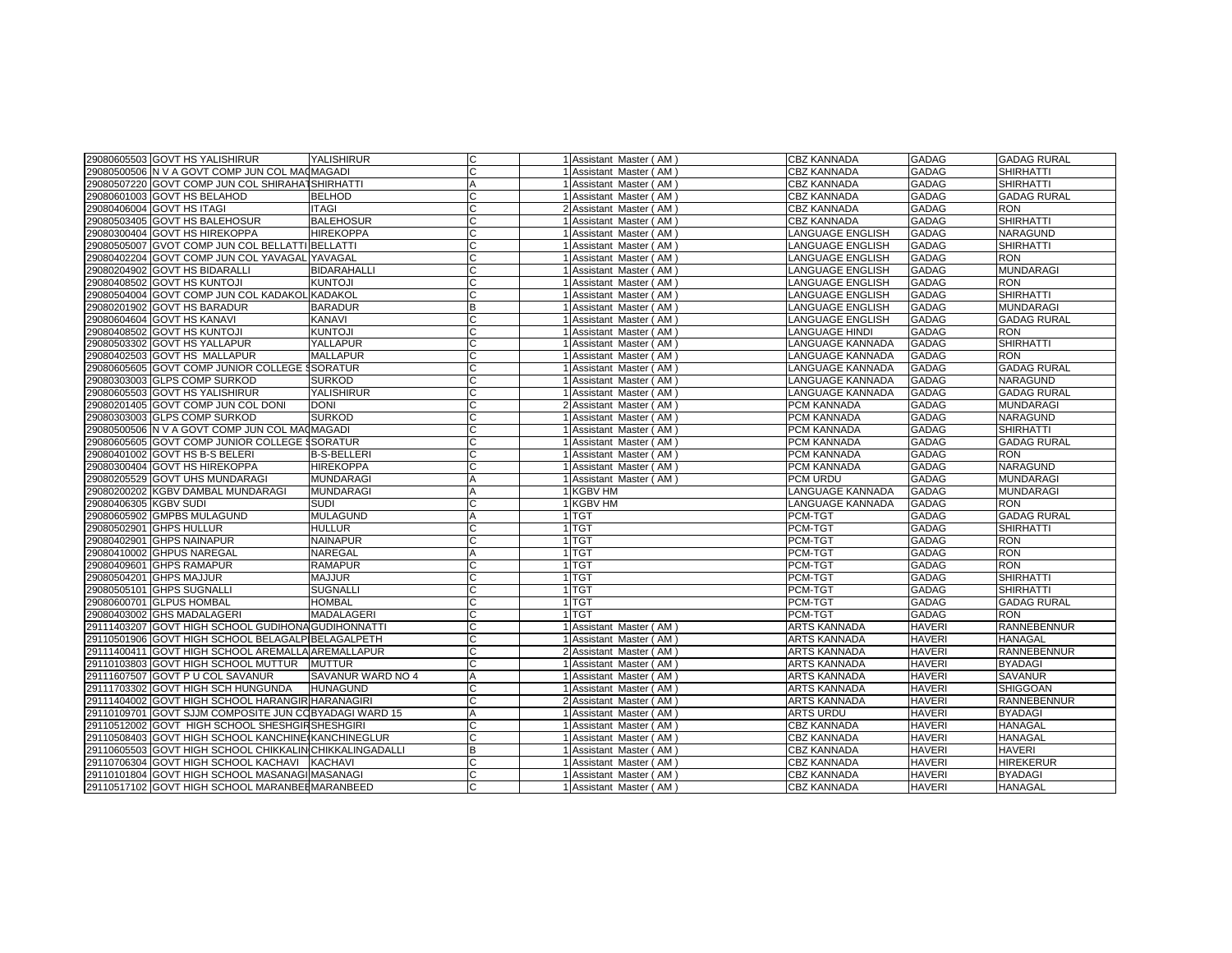| | | | | | | | | |
|---|---|---|---|---|---|---|---|---|
| 29080605503 | GOVT HS YALISHIRUR | YALISHIRUR | C | 1 | Assistant Master ( AM ) | CBZ KANNADA | GADAG | GADAG RURAL |
| 29080500506 | N V A GOVT COMP JUN COL MAGADI | MAGADI | C | 1 | Assistant Master ( AM ) | CBZ KANNADA | GADAG | SHIRHATTI |
| 29080507220 | GOVT COMP JUN COL SHIRAHATTI | SHIRHATTI | A | 1 | Assistant Master ( AM ) | CBZ KANNADA | GADAG | SHIRHATTI |
| 29080601003 | GOVT HS BELAHOD | BELHOD | C | 1 | Assistant Master ( AM ) | CBZ KANNADA | GADAG | GADAG RURAL |
| 29080406004 | GOVT HS ITAGI | ITAGI | C | 2 | Assistant Master ( AM ) | CBZ KANNADA | GADAG | RON |
| 29080503405 | GOVT HS BALEHOSUR | BALEHOSUR | C | 1 | Assistant Master ( AM ) | CBZ KANNADA | GADAG | SHIRHATTI |
| 29080300404 | GOVT HS HIREKOPPA | HIREKOPPA | C | 1 | Assistant Master ( AM ) | LANGUAGE ENGLISH | GADAG | NARAGUND |
| 29080505007 | GVOT COMP JUN COL BELLATTI | BELLATTI | C | 1 | Assistant Master ( AM ) | LANGUAGE ENGLISH | GADAG | SHIRHATTI |
| 29080402204 | GOVT COMP JUN COL YAVAGAL | YAVAGAL | C | 1 | Assistant Master ( AM ) | LANGUAGE ENGLISH | GADAG | RON |
| 29080204902 | GOVT HS BIDARALLI | BIDARAHALLI | C | 1 | Assistant Master ( AM ) | LANGUAGE ENGLISH | GADAG | MUNDARAGI |
| 29080408502 | GOVT HS KUNTOJI | KUNTOJI | C | 1 | Assistant Master ( AM ) | LANGUAGE ENGLISH | GADAG | RON |
| 29080504004 | GOVT COMP JUN COL KADAKOL | KADAKOL | C | 1 | Assistant Master ( AM ) | LANGUAGE ENGLISH | GADAG | SHIRHATTI |
| 29080201902 | GOVT HS BARADUR | BARADUR | B | 1 | Assistant Master ( AM ) | LANGUAGE ENGLISH | GADAG | MUNDARAGI |
| 29080604604 | GOVT HS KANAVI | KANAVI | C | 1 | Assistant Master ( AM ) | LANGUAGE ENGLISH | GADAG | GADAG RURAL |
| 29080408502 | GOVT HS KUNTOJI | KUNTOJI | C | 1 | Assistant Master ( AM ) | LANGUAGE HINDI | GADAG | RON |
| 29080503302 | GOVT HS YALLAPUR | YALLAPUR | C | 1 | Assistant Master ( AM ) | LANGUAGE KANNADA | GADAG | SHIRHATTI |
| 29080402503 | GOVT HS MALLAPUR | MALLAPUR | C | 1 | Assistant Master ( AM ) | LANGUAGE KANNADA | GADAG | RON |
| 29080605605 | GOVT COMP JUNIOR COLLEGE SORATUR | SORATUR | C | 1 | Assistant Master ( AM ) | LANGUAGE KANNADA | GADAG | GADAG RURAL |
| 29080303003 | GLPS COMP SURKOD | SURKOD | C | 1 | Assistant Master ( AM ) | LANGUAGE KANNADA | GADAG | NARAGUND |
| 29080605503 | GOVT HS YALISHIRUR | YALISHIRUR | C | 1 | Assistant Master ( AM ) | LANGUAGE KANNADA | GADAG | GADAG RURAL |
| 29080201405 | GOVT COMP JUN COL DONI | DONI | C | 2 | Assistant Master ( AM ) | PCM KANNADA | GADAG | MUNDARAGI |
| 29080303003 | GLPS COMP SURKOD | SURKOD | C | 1 | Assistant Master ( AM ) | PCM KANNADA | GADAG | NARAGUND |
| 29080500506 | N V A GOVT COMP JUN COL MAGADI | MAGADI | C | 1 | Assistant Master ( AM ) | PCM KANNADA | GADAG | SHIRHATTI |
| 29080605605 | GOVT COMP JUNIOR COLLEGE SORATUR | SORATUR | C | 1 | Assistant Master ( AM ) | PCM KANNADA | GADAG | GADAG RURAL |
| 29080401002 | GOVT HS B-S BELERI | B-S-BELLERI | C | 1 | Assistant Master ( AM ) | PCM KANNADA | GADAG | RON |
| 29080300404 | GOVT HS HIREKOPPA | HIREKOPPA | C | 1 | Assistant Master ( AM ) | PCM KANNADA | GADAG | NARAGUND |
| 29080205529 | GOVT UHS MUNDARAGI | MUNDARAGI | A | 1 | Assistant Master ( AM ) | PCM URDU | GADAG | MUNDARAGI |
| 29080200202 | KGBV DAMBAL MUNDARAGI | MUNDARAGI | A | 1 | KGBV HM | LANGUAGE KANNADA | GADAG | MUNDARAGI |
| 29080406305 | KGBV SUDI | SUDI | C | 1 | KGBV HM | LANGUAGE KANNADA | GADAG | RON |
| 29080605902 | GMPBS MULAGUND | MULAGUND | A | 1 | TGT | PCM-TGT | GADAG | GADAG RURAL |
| 29080502901 | GHPS HULLUR | HULLUR | C | 1 | TGT | PCM-TGT | GADAG | SHIRHATTI |
| 29080402901 | GHPS NAINAPUR | NAINAPUR | C | 1 | TGT | PCM-TGT | GADAG | RON |
| 29080410002 | GHPUS NAREGAL | NAREGAL | A | 1 | TGT | PCM-TGT | GADAG | RON |
| 29080409601 | GHPS RAMAPUR | RAMAPUR | C | 1 | TGT | PCM-TGT | GADAG | RON |
| 29080504201 | GHPS MAJJUR | MAJJUR | C | 1 | TGT | PCM-TGT | GADAG | SHIRHATTI |
| 29080505101 | GHPS SUGNALLI | SUGNALLI | C | 1 | TGT | PCM-TGT | GADAG | SHIRHATTI |
| 29080600701 | GLPUS HOMBAL | HOMBAL | C | 1 | TGT | PCM-TGT | GADAG | GADAG RURAL |
| 29080403002 | GHS MADALAGERI | MADALAGERI | C | 1 | TGT | PCM-TGT | GADAG | RON |
| 29111403207 | GOVT HIGH SCHOOL GUDIHONA | GUDIHONNATTI | C | 1 | Assistant Master ( AM ) | ARTS KANNADA | HAVERI | RANNEBENNUR |
| 29110501906 | GOVT HIGH SCHOOL BELAGALPI | BELAGALPETH | C | 1 | Assistant Master ( AM ) | ARTS KANNADA | HAVERI | HANAGAL |
| 29111400411 | GOVT HIGH SCHOOL AREMALLA | AREMALLAPUR | C | 2 | Assistant Master ( AM ) | ARTS KANNADA | HAVERI | RANNEBENNUR |
| 29110103803 | GOVT HIGH SCHOOL MUTTUR | MUTTUR | C | 1 | Assistant Master ( AM ) | ARTS KANNADA | HAVERI | BYADAGI |
| 29111607507 | GOVT P U COL SAVANUR | SAVANUR WARD NO 4 | A | 1 | Assistant Master ( AM ) | ARTS KANNADA | HAVERI | SAVANUR |
| 29111703302 | GOVT HIGH SCH HUNGUNDA | HUNAGUND | C | 1 | Assistant Master ( AM ) | ARTS KANNADA | HAVERI | SHIGGOAN |
| 29111404002 | GOVT HIGH SCHOOL HARANGIR | HARANAGIRI | C | 2 | Assistant Master ( AM ) | ARTS KANNADA | HAVERI | RANNEBENNUR |
| 29110109701 | GOVT SJJM COMPOSITE JUN CO | BYADAGI WARD 15 | A | 1 | Assistant Master ( AM ) | ARTS URDU | HAVERI | BYADAGI |
| 29110512002 | GOVT HIGH SCHOOL SHESHGIR | SHESHGIRI | C | 1 | Assistant Master ( AM ) | CBZ KANNADA | HAVERI | HANAGAL |
| 29110508403 | GOVT HIGH SCHOOL KANCHINE | KANCHINEGLUR | C | 1 | Assistant Master ( AM ) | CBZ KANNADA | HAVERI | HANAGAL |
| 29110605503 | GOVT HIGH SCHOOL CHIKKALIN | CHIKKALINGADALLI | B | 1 | Assistant Master ( AM ) | CBZ KANNADA | HAVERI | HAVERI |
| 29110706304 | GOVT HIGH SCHOOL KACHAVI | KACHAVI | C | 1 | Assistant Master ( AM ) | CBZ KANNADA | HAVERI | HIREKERUR |
| 29110101804 | GOVT HIGH SCHOOL MASANAGI | MASANAGI | C | 1 | Assistant Master ( AM ) | CBZ KANNADA | HAVERI | BYADAGI |
| 29110517102 | GOVT HIGH SCHOOL MARANBEE | MARANBEED | C | 1 | Assistant Master ( AM ) | CBZ KANNADA | HAVERI | HANAGAL |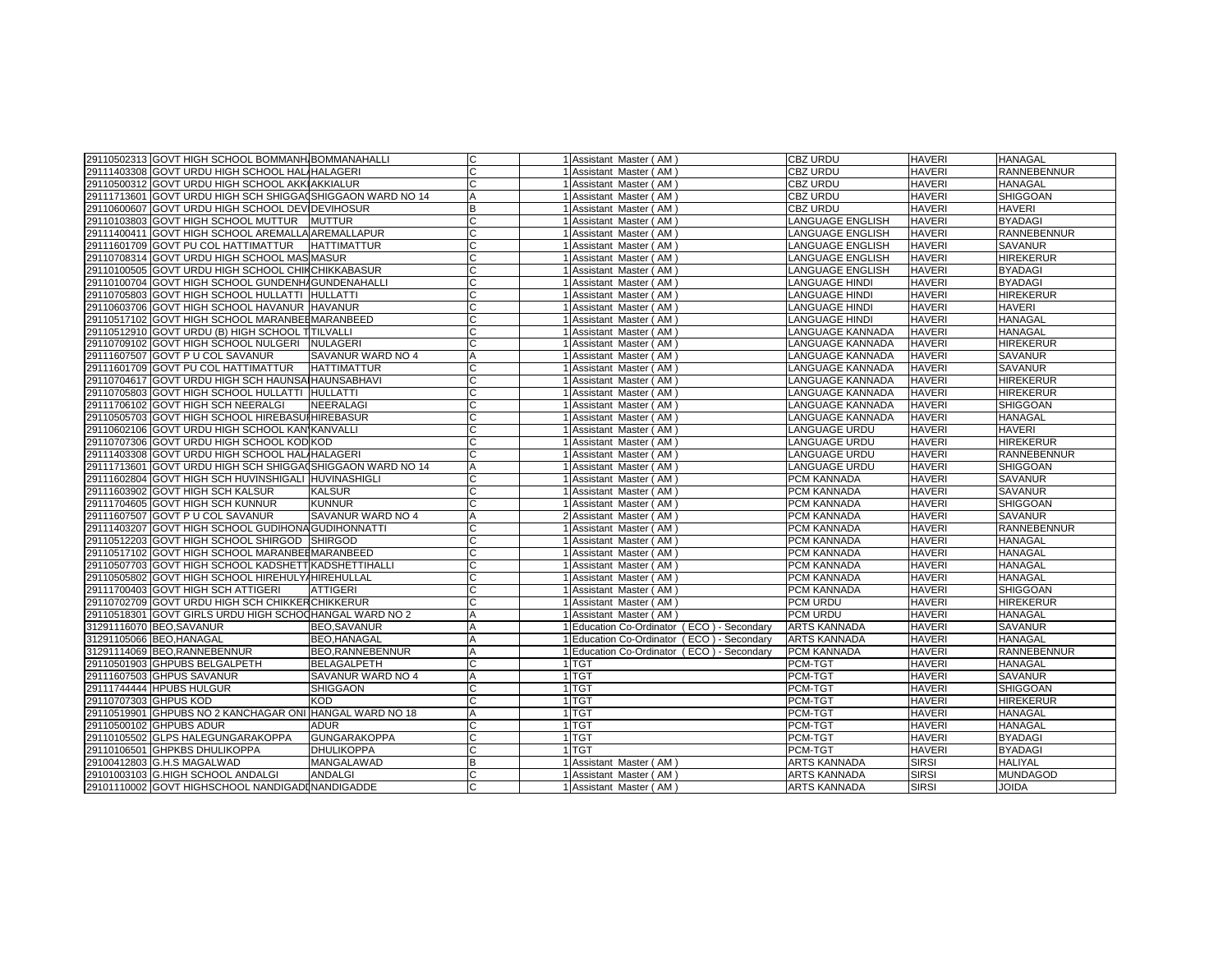| | | | | | | | | |
|---|---|---|---|---|---|---|---|---|
| 29110502313 | GOVT HIGH SCHOOL BOMMANH | BOMMANAHALLI | C | 1 | Assistant Master ( AM ) | CBZ URDU | HAVERI | HANAGAL |
| 29111403308 | GOVT URDU HIGH SCHOOL HAL | HALAGERI | C | 1 | Assistant Master ( AM ) | CBZ URDU | HAVERI | RANNEBENNUR |
| 29110500312 | GOVT URDU HIGH SCHOOL AKK | AKKIALUR | C | 1 | Assistant Master ( AM ) | CBZ URDU | HAVERI | HANAGAL |
| 29111713601 | GOVT URDU HIGH SCH SHIGGA | SHIGGAON WARD NO 14 | A | 1 | Assistant Master ( AM ) | CBZ URDU | HAVERI | SHIGGOAN |
| 29110600607 | GOVT URDU HIGH SCHOOL DEV | DEVIHOSUR | B | 1 | Assistant Master ( AM ) | CBZ URDU | HAVERI | HAVERI |
| 29110103803 | GOVT HIGH SCHOOL MUTTUR | MUTTUR | C | 1 | Assistant Master ( AM ) | LANGUAGE ENGLISH | HAVERI | BYADAGI |
| 29111400411 | GOVT HIGH SCHOOL AREMALLA | AREMALLAPUR | C | 1 | Assistant Master ( AM ) | LANGUAGE ENGLISH | HAVERI | RANNEBENNUR |
| 29111601709 | GOVT PU COL HATTIMATTUR | HATTIMATTUR | C | 1 | Assistant Master ( AM ) | LANGUAGE ENGLISH | HAVERI | SAVANUR |
| 29110708314 | GOVT URDU HIGH SCHOOL MAS | MASUR | C | 1 | Assistant Master ( AM ) | LANGUAGE ENGLISH | HAVERI | HIREKERUR |
| 29110100505 | GOVT URDU HIGH SCHOOL CHIK | CHIKKABASUR | C | 1 | Assistant Master ( AM ) | LANGUAGE ENGLISH | HAVERI | BYADAGI |
| 29110100704 | GOVT HIGH SCHOOL GUNDENH | GUNDENAHALLI | C | 1 | Assistant Master ( AM ) | LANGUAGE HINDI | HAVERI | BYADAGI |
| 29110705803 | GOVT HIGH SCHOOL HULLATTI | HULLATTI | C | 1 | Assistant Master ( AM ) | LANGUAGE HINDI | HAVERI | HIREKERUR |
| 29110603706 | GOVT HIGH SCHOOL HAVANUR | HAVANUR | C | 1 | Assistant Master ( AM ) | LANGUAGE HINDI | HAVERI | HAVERI |
| 29110517102 | GOVT HIGH SCHOOL MARANBEE | MARANBEED | C | 1 | Assistant Master ( AM ) | LANGUAGE HINDI | HAVERI | HANAGAL |
| 29110512910 | GOVT URDU (B) HIGH SCHOOL T | TILVALLI | C | 1 | Assistant Master ( AM ) | LANGUAGE KANNADA | HAVERI | HANAGAL |
| 29110709102 | GOVT HIGH SCHOOL NULGERI | NULAGERI | C | 1 | Assistant Master ( AM ) | LANGUAGE KANNADA | HAVERI | HIREKERUR |
| 29111607507 | GOVT P U COL SAVANUR | SAVANUR WARD NO 4 | A | 1 | Assistant Master ( AM ) | LANGUAGE KANNADA | HAVERI | SAVANUR |
| 29111601709 | GOVT PU COL HATTIMATTUR | HATTIMATTUR | C | 1 | Assistant Master ( AM ) | LANGUAGE KANNADA | HAVERI | SAVANUR |
| 29110704617 | GOVT URDU HIGH SCH HAUNSA | HAUNSABHAVI | C | 1 | Assistant Master ( AM ) | LANGUAGE KANNADA | HAVERI | HIREKERUR |
| 29110705803 | GOVT HIGH SCHOOL HULLATTI | HULLATTI | C | 1 | Assistant Master ( AM ) | LANGUAGE KANNADA | HAVERI | HIREKERUR |
| 29111706102 | GOVT HIGH SCH NEERALGI | NEERALAGI | C | 1 | Assistant Master ( AM ) | LANGUAGE KANNADA | HAVERI | SHIGGOAN |
| 29110505703 | GOVT HIGH SCHOOL HIREBASU | HIREBASUR | C | 1 | Assistant Master ( AM ) | LANGUAGE KANNADA | HAVERI | HANAGAL |
| 29110602106 | GOVT URDU HIGH SCHOOL KAN | KANVALLI | C | 1 | Assistant Master ( AM ) | LANGUAGE URDU | HAVERI | HAVERI |
| 29110707306 | GOVT URDU HIGH SCHOOL KOD | KOD | C | 1 | Assistant Master ( AM ) | LANGUAGE URDU | HAVERI | HIREKERUR |
| 29111403308 | GOVT URDU HIGH SCHOOL HAL | HALAGERI | C | 1 | Assistant Master ( AM ) | LANGUAGE URDU | HAVERI | RANNEBENNUR |
| 29111713601 | GOVT URDU HIGH SCH SHIGGA | SHIGGAON WARD NO 14 | A | 1 | Assistant Master ( AM ) | LANGUAGE URDU | HAVERI | SHIGGOAN |
| 29111602804 | GOVT HIGH SCH HUVINSHIGALI | HUVINASHIGLI | C | 1 | Assistant Master ( AM ) | PCM KANNADA | HAVERI | SAVANUR |
| 29111603902 | GOVT HIGH SCH KALSUR | KALSUR | C | 1 | Assistant Master ( AM ) | PCM KANNADA | HAVERI | SAVANUR |
| 29111704605 | GOVT HIGH SCH KUNNUR | KUNNUR | C | 1 | Assistant Master ( AM ) | PCM KANNADA | HAVERI | SHIGGOAN |
| 29111607507 | GOVT P U COL SAVANUR | SAVANUR WARD NO 4 | A | 2 | Assistant Master ( AM ) | PCM KANNADA | HAVERI | SAVANUR |
| 29111403207 | GOVT HIGH SCHOOL GUDIHONA | GUDIHONNATTI | C | 1 | Assistant Master ( AM ) | PCM KANNADA | HAVERI | RANNEBENNUR |
| 29110512203 | GOVT HIGH SCHOOL SHIRGOD | SHIRGOD | C | 1 | Assistant Master ( AM ) | PCM KANNADA | HAVERI | HANAGAL |
| 29110517102 | GOVT HIGH SCHOOL MARANBEE | MARANBEED | C | 1 | Assistant Master ( AM ) | PCM KANNADA | HAVERI | HANAGAL |
| 29110507703 | GOVT HIGH SCHOOL KADSHETT | KADSHETTIHALLI | C | 1 | Assistant Master ( AM ) | PCM KANNADA | HAVERI | HANAGAL |
| 29110505802 | GOVT HIGH SCHOOL HIREHULY | HIREHULLAL | C | 1 | Assistant Master ( AM ) | PCM KANNADA | HAVERI | HANAGAL |
| 29111700403 | GOVT HIGH SCH ATTIGERI | ATTIGERI | C | 1 | Assistant Master ( AM ) | PCM KANNADA | HAVERI | SHIGGOAN |
| 29110702709 | GOVT URDU HIGH SCH CHIKKER | CHIKKERUR | C | 1 | Assistant Master ( AM ) | PCM URDU | HAVERI | HIREKERUR |
| 29110518301 | GOVT GIRLS URDU HIGH SCHO | HANGAL WARD NO 2 | A | 1 | Assistant Master ( AM ) | PCM URDU | HAVERI | HANAGAL |
| 31291116070 | BEO,SAVANUR | BEO,SAVANUR | A | 1 | Education Co-Ordinator ( ECO ) - Secondary | ARTS KANNADA | HAVERI | SAVANUR |
| 31291105066 | BEO,HANAGAL | BEO,HANAGAL | A | 1 | Education Co-Ordinator ( ECO ) - Secondary | ARTS KANNADA | HAVERI | HANAGAL |
| 31291114069 | BEO,RANNEBENNUR | BEO,RANNEBENNUR | A | 1 | Education Co-Ordinator ( ECO ) - Secondary | PCM KANNADA | HAVERI | RANNEBENNUR |
| 29110501903 | GHPUBS BELGALPETH | BELAGALPETH | C | 1 | TGT | PCM-TGT | HAVERI | HANAGAL |
| 29111607503 | GHPUS SAVANUR | SAVANUR WARD NO 4 | A | 1 | TGT | PCM-TGT | HAVERI | SAVANUR |
| 29111744444 | HPUBS HULGUR | SHIGGAON | C | 1 | TGT | PCM-TGT | HAVERI | SHIGGOAN |
| 29110707303 | GHPUS KOD | KOD | C | 1 | TGT | PCM-TGT | HAVERI | HIREKERUR |
| 29110519901 | GHPUBS NO 2 KANCHAGAR ONI | HANGAL WARD NO 18 | A | 1 | TGT | PCM-TGT | HAVERI | HANAGAL |
| 29110500102 | GHPUBS ADUR | ADUR | C | 1 | TGT | PCM-TGT | HAVERI | HANAGAL |
| 29110105502 | GLPS HALEGUNGARAKOPPA | GUNGARAKOPPA | C | 1 | TGT | PCM-TGT | HAVERI | BYADAGI |
| 29110106501 | GHPKBS DHULIKOPPA | DHULIKOPPA | C | 1 | TGT | PCM-TGT | HAVERI | BYADAGI |
| 29100412803 | G.H.S MAGALWAD | MANGALAWAD | B | 1 | Assistant Master ( AM ) | ARTS KANNADA | SIRSI | HALIYAL |
| 29101003103 | G.HIGH SCHOOL ANDALGI | ANDALGI | C | 1 | Assistant Master ( AM ) | ARTS KANNADA | SIRSI | MUNDAGOD |
| 29101110002 | GOVT HIGHSCHOOL NANDIGADI | NANDIGADDE | C | 1 | Assistant Master ( AM ) | ARTS KANNADA | SIRSI | JOIDA |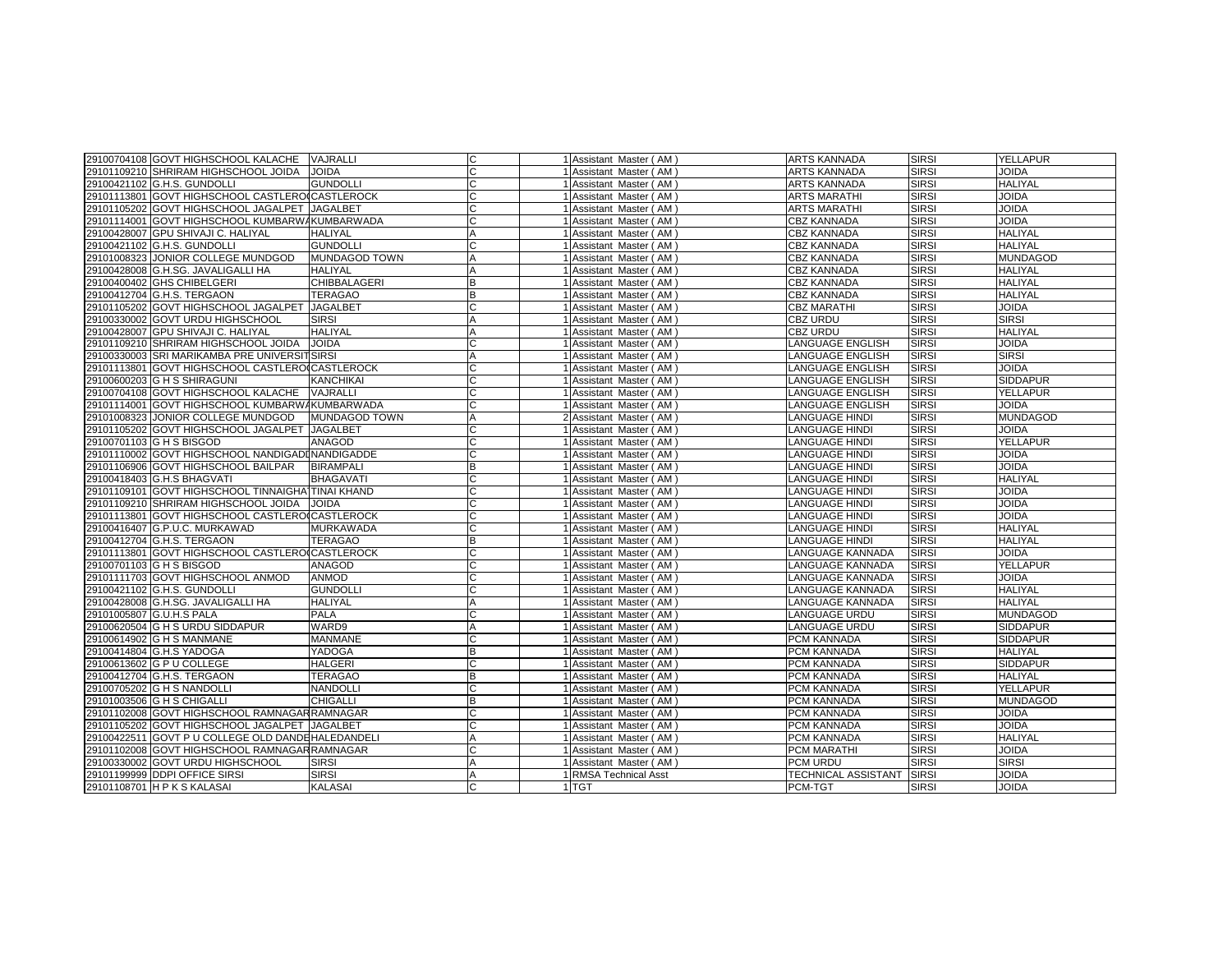| | | | | | | | | |
|---|---|---|---|---|---|---|---|---|
| 29100704108 | GOVT HIGHSCHOOL KALACHE | VAJRALLI | C | 1 | Assistant Master ( AM ) | ARTS KANNADA | SIRSI | YELLAPUR |
| 29101109210 | SHRIRAM HIGHSCHOOL JOIDA | JOIDA | C | 1 | Assistant Master ( AM ) | ARTS KANNADA | SIRSI | JOIDA |
| 29100421102 | G.H.S. GUNDOLLI | GUNDOLLI | C | 1 | Assistant Master ( AM ) | ARTS KANNADA | SIRSI | HALIYAL |
| 29101113801 | GOVT HIGHSCHOOL CASTLERO | CASTLEROCK | C | 1 | Assistant Master ( AM ) | ARTS MARATHI | SIRSI | JOIDA |
| 29101105202 | GOVT HIGHSCHOOL JAGALPET | JAGALBET | C | 1 | Assistant Master ( AM ) | ARTS MARATHI | SIRSI | JOIDA |
| 29101114001 | GOVT HIGHSCHOOL KUMBARWA | KUMBARWADA | C | 1 | Assistant Master ( AM ) | CBZ KANNADA | SIRSI | JOIDA |
| 29100428007 | GPU SHIVAJI C. HALIYAL | HALIYAL | A | 1 | Assistant Master ( AM ) | CBZ KANNADA | SIRSI | HALIYAL |
| 29100421102 | G.H.S. GUNDOLLI | GUNDOLLI | C | 1 | Assistant Master ( AM ) | CBZ KANNADA | SIRSI | HALIYAL |
| 29101008323 | JONIOR COLLEGE MUNDGOD | MUNDAGOD TOWN | A | 1 | Assistant Master ( AM ) | CBZ KANNADA | SIRSI | MUNDAGOD |
| 29100428008 | G.H.SG. JAVALIGALLI HA | HALIYAL | A | 1 | Assistant Master ( AM ) | CBZ KANNADA | SIRSI | HALIYAL |
| 29100400402 | GHS CHIBELGERI | CHIBBALAGERI | B | 1 | Assistant Master ( AM ) | CBZ KANNADA | SIRSI | HALIYAL |
| 29100412704 | G.H.S. TERGAON | TERAGAO | B | 1 | Assistant Master ( AM ) | CBZ KANNADA | SIRSI | HALIYAL |
| 29101105202 | GOVT HIGHSCHOOL JAGALPET | JAGALBET | C | 1 | Assistant Master ( AM ) | CBZ MARATHI | SIRSI | JOIDA |
| 29100330002 | GOVT URDU HIGHSCHOOL | SIRSI | A | 1 | Assistant Master ( AM ) | CBZ URDU | SIRSI | SIRSI |
| 29100428007 | GPU SHIVAJI C. HALIYAL | HALIYAL | A | 1 | Assistant Master ( AM ) | CBZ URDU | SIRSI | HALIYAL |
| 29101109210 | SHRIRAM HIGHSCHOOL JOIDA | JOIDA | C | 1 | Assistant Master ( AM ) | LANGUAGE ENGLISH | SIRSI | JOIDA |
| 29100330003 | SRI MARIKAMBA PRE UNIVERSIT | SIRSI | A | 1 | Assistant Master ( AM ) | LANGUAGE ENGLISH | SIRSI | SIRSI |
| 29101113801 | GOVT HIGHSCHOOL CASTLERO | CASTLEROCK | C | 1 | Assistant Master ( AM ) | LANGUAGE ENGLISH | SIRSI | JOIDA |
| 29100600203 | G H S SHIRAGUNI | KANCHIKAI | C | 1 | Assistant Master ( AM ) | LANGUAGE ENGLISH | SIRSI | SIDDAPUR |
| 29100704108 | GOVT HIGHSCHOOL KALACHE | VAJRALLI | C | 1 | Assistant Master ( AM ) | LANGUAGE ENGLISH | SIRSI | YELLAPUR |
| 29101114001 | GOVT HIGHSCHOOL KUMBARWA | KUMBARWADA | C | 1 | Assistant Master ( AM ) | LANGUAGE ENGLISH | SIRSI | JOIDA |
| 29101008323 | JONIOR COLLEGE MUNDGOD | MUNDAGOD TOWN | A | 2 | Assistant Master ( AM ) | LANGUAGE HINDI | SIRSI | MUNDAGOD |
| 29101105202 | GOVT HIGHSCHOOL JAGALPET | JAGALBET | C | 1 | Assistant Master ( AM ) | LANGUAGE HINDI | SIRSI | JOIDA |
| 29100701103 | G H S BISGOD | ANAGOD | C | 1 | Assistant Master ( AM ) | LANGUAGE HINDI | SIRSI | YELLAPUR |
| 29101110002 | GOVT HIGHSCHOOL NANDIGADI | NANDIGADDE | C | 1 | Assistant Master ( AM ) | LANGUAGE HINDI | SIRSI | JOIDA |
| 29101106906 | GOVT HIGHSCHOOL BAILPAR | BIRAMPALI | B | 1 | Assistant Master ( AM ) | LANGUAGE HINDI | SIRSI | JOIDA |
| 29100418403 | G.H.S BHAGVATI | BHAGAVATI | C | 1 | Assistant Master ( AM ) | LANGUAGE HINDI | SIRSI | HALIYAL |
| 29101109101 | GOVT HIGHSCHOOL TINNAIGHA | TINAI KHAND | C | 1 | Assistant Master ( AM ) | LANGUAGE HINDI | SIRSI | JOIDA |
| 29101109210 | SHRIRAM HIGHSCHOOL JOIDA | JOIDA | C | 1 | Assistant Master ( AM ) | LANGUAGE HINDI | SIRSI | JOIDA |
| 29101113801 | GOVT HIGHSCHOOL CASTLERO | CASTLEROCK | C | 1 | Assistant Master ( AM ) | LANGUAGE HINDI | SIRSI | JOIDA |
| 29100416407 | G.P.U.C. MURKAWAD | MURKAWADA | C | 1 | Assistant Master ( AM ) | LANGUAGE HINDI | SIRSI | HALIYAL |
| 29100412704 | G.H.S. TERGAON | TERAGAO | B | 1 | Assistant Master ( AM ) | LANGUAGE HINDI | SIRSI | HALIYAL |
| 29101113801 | GOVT HIGHSCHOOL CASTLERO | CASTLEROCK | C | 1 | Assistant Master ( AM ) | LANGUAGE KANNADA | SIRSI | JOIDA |
| 29100701103 | G H S BISGOD | ANAGOD | C | 1 | Assistant Master ( AM ) | LANGUAGE KANNADA | SIRSI | YELLAPUR |
| 29101111703 | GOVT HIGHSCHOOL ANMOD | ANMOD | C | 1 | Assistant Master ( AM ) | LANGUAGE KANNADA | SIRSI | JOIDA |
| 29100421102 | G.H.S. GUNDOLLI | GUNDOLLI | C | 1 | Assistant Master ( AM ) | LANGUAGE KANNADA | SIRSI | HALIYAL |
| 29100428008 | G.H.SG. JAVALIGALLI HA | HALIYAL | A | 1 | Assistant Master ( AM ) | LANGUAGE KANNADA | SIRSI | HALIYAL |
| 29101005807 | G.U.H.S PALA | PALA | C | 1 | Assistant Master ( AM ) | LANGUAGE URDU | SIRSI | MUNDAGOD |
| 29100620504 | G H S URDU SIDDAPUR | WARD9 | A | 1 | Assistant Master ( AM ) | LANGUAGE URDU | SIRSI | SIDDAPUR |
| 29100614902 | G H S MANMANE | MANMANE | C | 1 | Assistant Master ( AM ) | PCM KANNADA | SIRSI | SIDDAPUR |
| 29100414804 | G.H.S YADOGA | YADOGA | B | 1 | Assistant Master ( AM ) | PCM KANNADA | SIRSI | HALIYAL |
| 29100613602 | G P U COLLEGE | HALGERI | C | 1 | Assistant Master ( AM ) | PCM KANNADA | SIRSI | SIDDAPUR |
| 29100412704 | G.H.S. TERGAON | TERAGAO | B | 1 | Assistant Master ( AM ) | PCM KANNADA | SIRSI | HALIYAL |
| 29100705202 | G H S NANDOLLI | NANDOLLI | C | 1 | Assistant Master ( AM ) | PCM KANNADA | SIRSI | YELLAPUR |
| 29101003506 | G H S CHIGALLI | CHIGALLI | B | 1 | Assistant Master ( AM ) | PCM KANNADA | SIRSI | MUNDAGOD |
| 29101102008 | GOVT HIGHSCHOOL RAMNAGAR | RAMNAGAR | C | 1 | Assistant Master ( AM ) | PCM KANNADA | SIRSI | JOIDA |
| 29101105202 | GOVT HIGHSCHOOL JAGALPET | JAGALBET | C | 1 | Assistant Master ( AM ) | PCM KANNADA | SIRSI | JOIDA |
| 29100422511 | GOVT P U COLLEGE OLD DANDE | HALEDANDELI | A | 1 | Assistant Master ( AM ) | PCM KANNADA | SIRSI | HALIYAL |
| 29101102008 | GOVT HIGHSCHOOL RAMNAGAR | RAMNAGAR | C | 1 | Assistant Master ( AM ) | PCM MARATHI | SIRSI | JOIDA |
| 29100330002 | GOVT URDU HIGHSCHOOL | SIRSI | A | 1 | Assistant Master ( AM ) | PCM URDU | SIRSI | SIRSI |
| 29101199999 | DDPI OFFICE SIRSI | SIRSI | A | 1 | RMSA Technical Asst | TECHNICAL ASSISTANT | SIRSI | JOIDA |
| 29101108701 | H P K S KALASAI | KALASAI | C | 1 | TGT | PCM-TGT | SIRSI | JOIDA |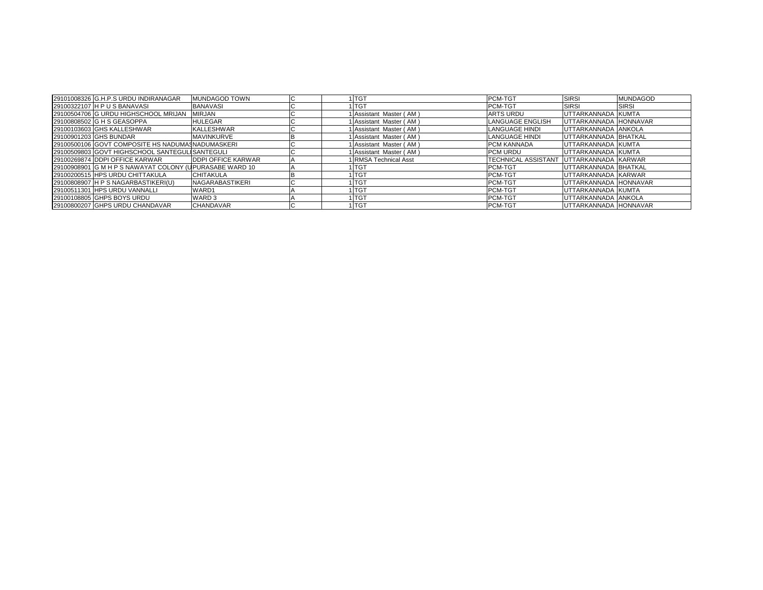| | | | | | | | | | |
|---|---|---|---|---|---|---|---|---|---|
| 29101008326 | G.H.P.S URDU INDIRANAGAR | MUNDAGOD TOWN | C | | 1 | TGT | PCM-TGT | SIRSI | MUNDAGOD |
| 29100322107 | H P U S BANAVASI | BANAVASI | C | | 1 | TGT | PCM-TGT | SIRSI | SIRSI |
| 29100504706 | G URDU HIGHSCHOOL MRIJAN | MIRJAN | C | | 1 | Assistant Master ( AM ) | ARTS URDU | UTTARKANNADA | KUMTA |
| 29100808502 | G H S GEASOPPA | HULEGAR | C | | 1 | Assistant Master ( AM ) | LANGUAGE ENGLISH | UTTARKANNADA | HONNAVAR |
| 29100103603 | GHS KALLESHWAR | KALLESHWAR | C | | 1 | Assistant Master ( AM ) | LANGUAGE HINDI | UTTARKANNADA | ANKOLA |
| 29100901203 | GHS BUNDAR | MAVINKURVE | B | | 1 | Assistant Master ( AM ) | LANGUAGE HINDI | UTTARKANNADA | BHATKAL |
| 29100500106 | GOVT COMPOSITE HS NADUMAS | NADUMASKERI | C | | 1 | Assistant Master ( AM ) | PCM KANNADA | UTTARKANNADA | KUMTA |
| 29100509803 | GOVT HIGHSCHOOL SANTEGULI | SANTEGULI | C | | 1 | Assistant Master ( AM ) | PCM URDU | UTTARKANNADA | KUMTA |
| 29100269874 | DDPI OFFICE KARWAR | DDPI OFFICE KARWAR | A | | 1 | RMSA Technical Asst | TECHNICAL ASSISTANT | UTTARKANNADA | KARWAR |
| 29100908901 | G M H P S NAWAYAT COLONY (U | PURASABE WARD 10 | A | | 1 | TGT | PCM-TGT | UTTARKANNADA | BHATKAL |
| 29100200515 | HPS URDU CHITTAKULA | CHITAKULA | B | | 1 | TGT | PCM-TGT | UTTARKANNADA | KARWAR |
| 29100808907 | H P S NAGARBASTIKERI(U) | NAGARABASTIKERI | C | | 1 | TGT | PCM-TGT | UTTARKANNADA | HONNAVAR |
| 29100511301 | HPS URDU VANNALLI | WARD1 | A | | 1 | TGT | PCM-TGT | UTTARKANNADA | KUMTA |
| 29100108805 | GHPS BOYS URDU | WARD 3 | A | | 1 | TGT | PCM-TGT | UTTARKANNADA | ANKOLA |
| 29100800207 | GHPS URDU CHANDAVAR | CHANDAVAR | C | | 1 | TGT | PCM-TGT | UTTARKANNADA | HONNAVAR |